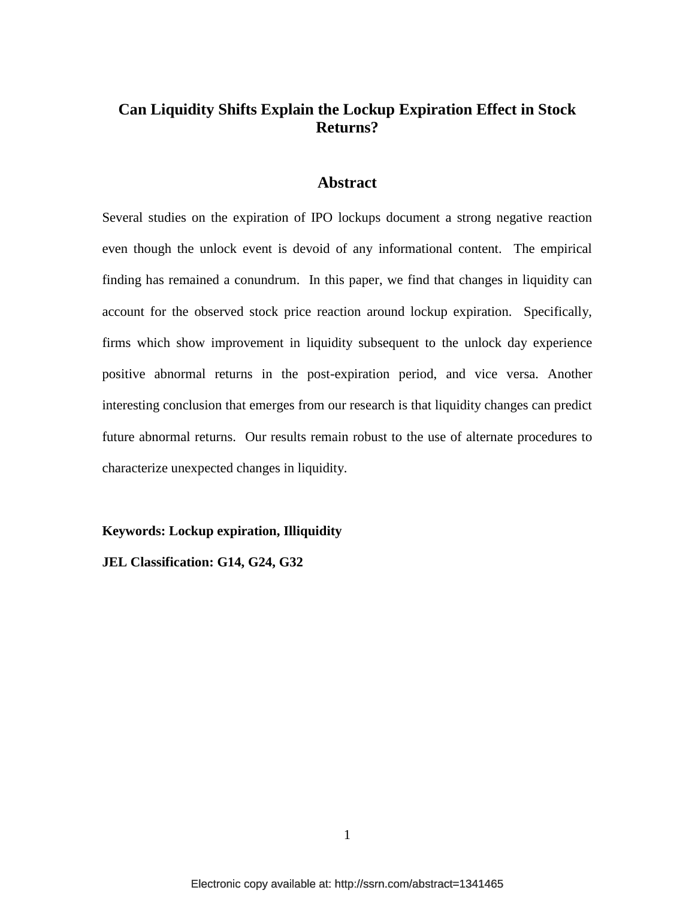# Can Liquidity Shifts Explain the Lockup Expiration Effect in Stock Returns?

## Abstract

Several studies on the expiration of IPO lockups document a strong negative reaction even though the unlock event is devoid of any informational content. The empirical finding has remained a conundrum. In this paper, we find that changes in liquidity can account for the observed stock price reaction around lockup expiration. Specifically, firms which show improvement in liquidity subsequent to the unlock day experience positive abnormal returns in the post-expiration period, and vice versa. Another interesting conclusion that emerges from our research is that liquidity changes can predict future abnormal returns. Our results remain robust to the use of alternate procedures to characterize unexpected changes in liquidity.

**Keywords: Lockup expiration, Illiquidity**

**JEL Classification: G14, G24, G32**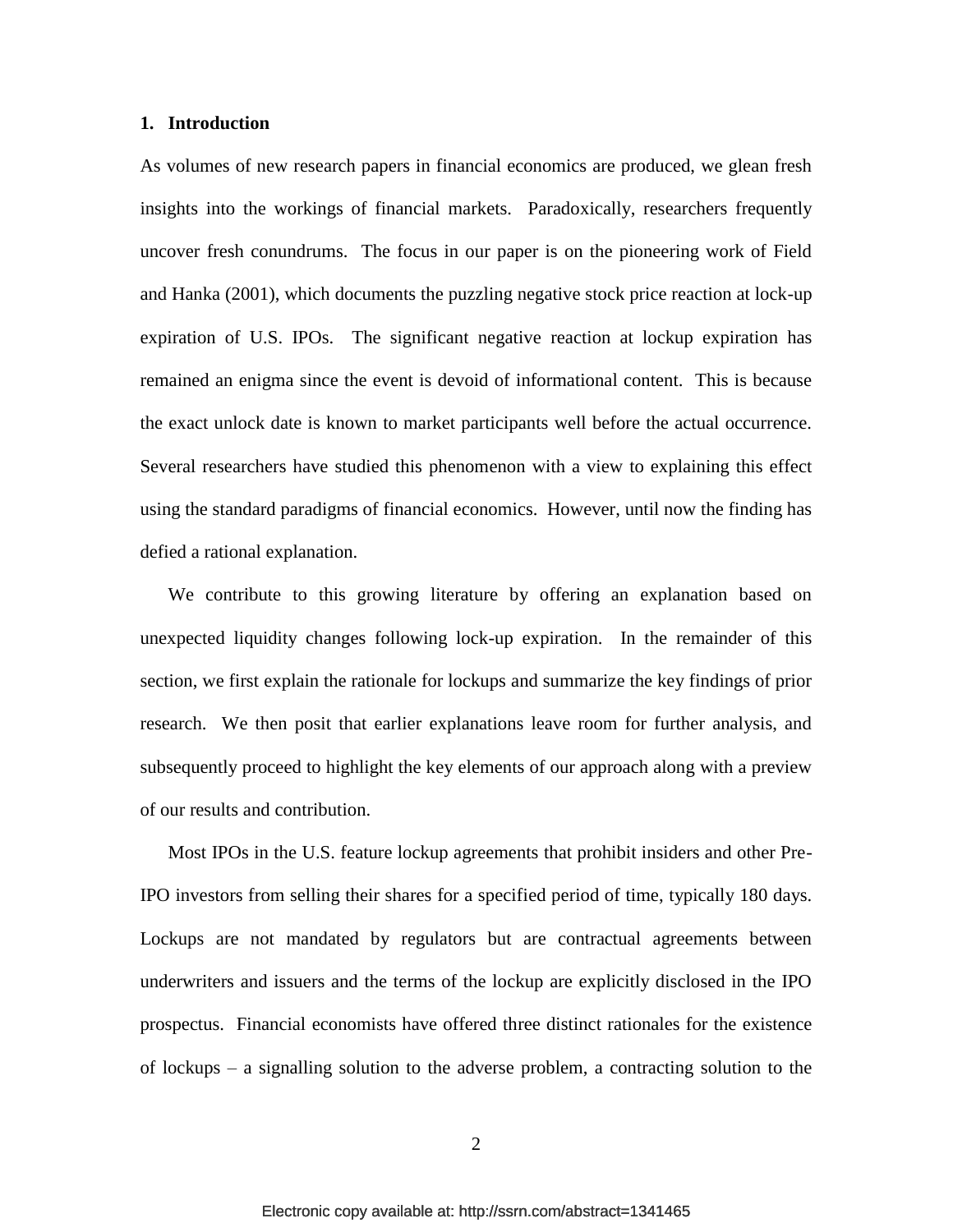## 1. Introduction

As volumes of new research papers in financial economics are produced, we glean fresh insights into the workings of financial markets. Paradoxically, researchers frequently uncover fresh conundrums. The focus in our paper is on the pioneering work of Field and Hanka (2001), which documents the puzzling negative stock price reaction at lock-up expiration of U.S. IPOs. The significant negative reaction at lockup expiration has remained an enigma since the event is devoid of informational content. This is because the exact unlock date is known to market participants well before the actual occurrence. Several researchers have studied this phenomenon with a view to explaining this effect using the standard paradigms of financial economics. However, until now the finding has defied a rational explanation.

We contribute to this growing literature by offering an explanation based on unexpected liquidity changes following lock-up expiration. In the remainder of this section, we first explain the rationale for lockups and summarize the key findings of prior research. We then posit that earlier explanations leave room for further analysis, and subsequently proceed to highlight the key elements of our approach along with a preview of our results and contribution.

Most IPOs in the U.S. feature lockup agreements that prohibit insiders and other Pre-IPO investors from selling their shares for a specified period of time, typically 180 days. Lockups are not mandated by regulators but are contractual agreements between underwriters and issuers and the terms of the lockup are explicitly disclosed in the IPO prospectus. Financial economists have offered three distinct rationales for the existence of lockups – a signalling solution to the adverse problem, a contracting solution to the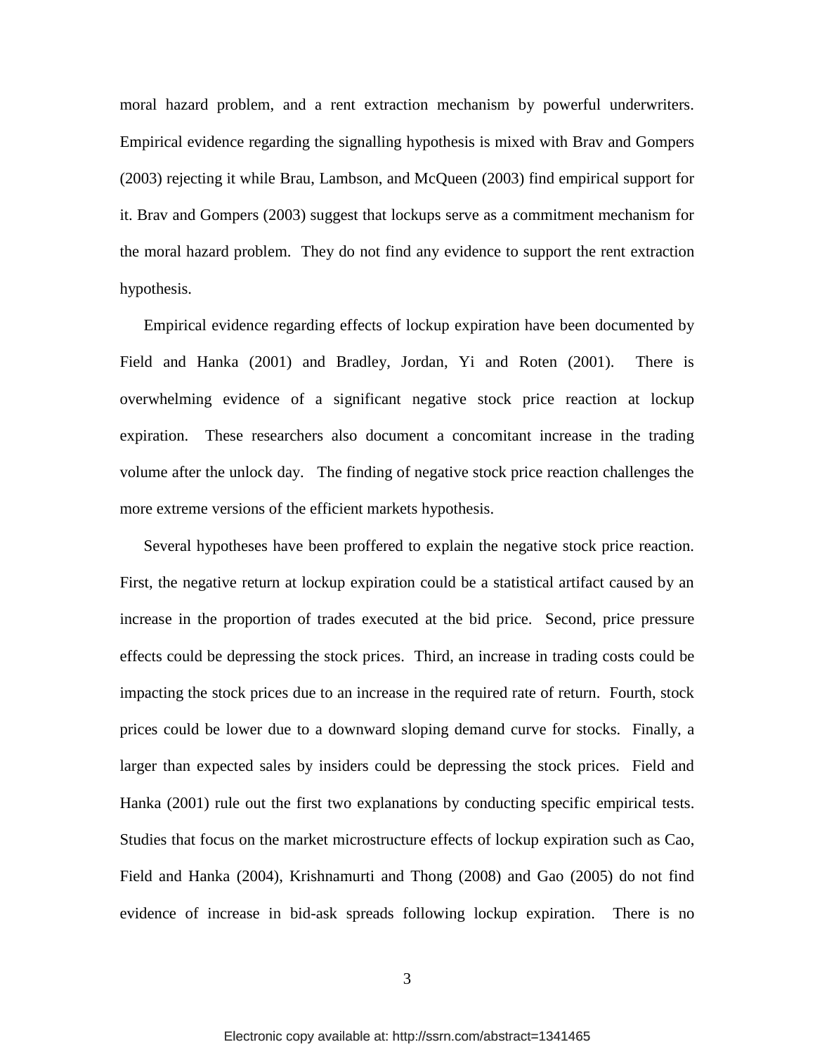moral hazard problem, and a rent extraction mechanism by powerful underwriters. Empirical evidence regarding the signalling hypothesis is mixed with Brav and Gompers (2003) rejecting it while Brau, Lambson, and McQueen (2003) find empirical support for it. Brav and Gompers (2003) suggest that lockups serve as a commitment mechanism for the moral hazard problem. They do not find any evidence to support the rent extraction hypothesis.

Empirical evidence regarding effects of lockup expiration have been documented by Field and Hanka (2001) and Bradley, Jordan, Yi and Roten (2001). There is overwhelming evidence of a significant negative stock price reaction at lockup expiration. These researchers also document a concomitant increase in the trading volume after the unlock day. The finding of negative stock price reaction challenges the more extreme versions of the efficient markets hypothesis.

Several hypotheses have been proffered to explain the negative stock price reaction. First, the negative return at lockup expiration could be a statistical artifact caused by an increase in the proportion of trades executed at the bid price. Second, price pressure effects could be depressing the stock prices. Third, an increase in trading costs could be impacting the stock prices due to an increase in the required rate of return. Fourth, stock prices could be lower due to a downward sloping demand curve for stocks. Finally, a larger than expected sales by insiders could be depressing the stock prices. Field and Hanka (2001) rule out the first two explanations by conducting specific empirical tests. Studies that focus on the market microstructure effects of lockup expiration such as Cao, Field and Hanka (2004), Krishnamurti and Thong (2008) and Gao (2005) do not find evidence of increase in bid-ask spreads following lockup expiration. There is no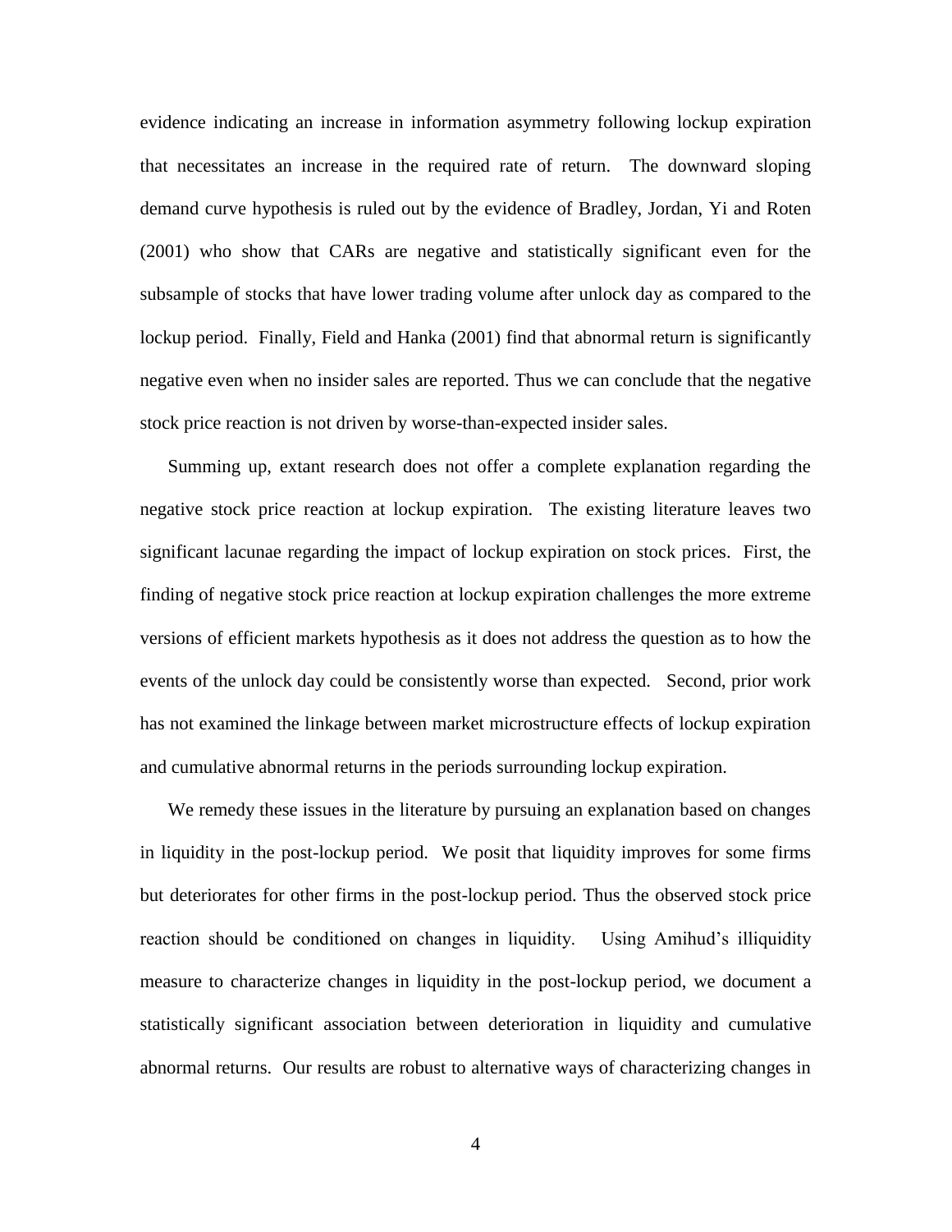evidence indicating an increase in information asymmetry following lockup expiration that necessitates an increase in the required rate of return. The downward sloping demand curve hypothesis is ruled out by the evidence of Bradley, Jordan, Yi and Roten (2001) who show that CARs are negative and statistically significant even for the subsample of stocks that have lower trading volume after unlock day as compared to the lockup period. Finally, Field and Hanka (2001) find that abnormal return is significantly negative even when no insider sales are reported. Thus we can conclude that the negative stock price reaction is not driven by worse-than-expected insider sales.

Summing up, extant research does not offer a complete explanation regarding the negative stock price reaction at lockup expiration. The existing literature leaves two significant lacunae regarding the impact of lockup expiration on stock prices. First, the finding of negative stock price reaction at lockup expiration challenges the more extreme versions of efficient markets hypothesis as it does not address the question as to how the events of the unlock day could be consistently worse than expected. Second, prior work has not examined the linkage between market microstructure effects of lockup expiration and cumulative abnormal returns in the periods surrounding lockup expiration.

We remedy these issues in the literature by pursuing an explanation based on changes in liquidity in the post-lockup period. We posit that liquidity improves for some firms but deteriorates for other firms in the post-lockup period. Thus the observed stock price reaction should be conditioned on changes in liquidity. Using Amihud's illiquidity measure to characterize changes in liquidity in the post-lockup period, we document a statistically significant association between deterioration in liquidity and cumulative abnormal returns. Our results are robust to alternative ways of characterizing changes in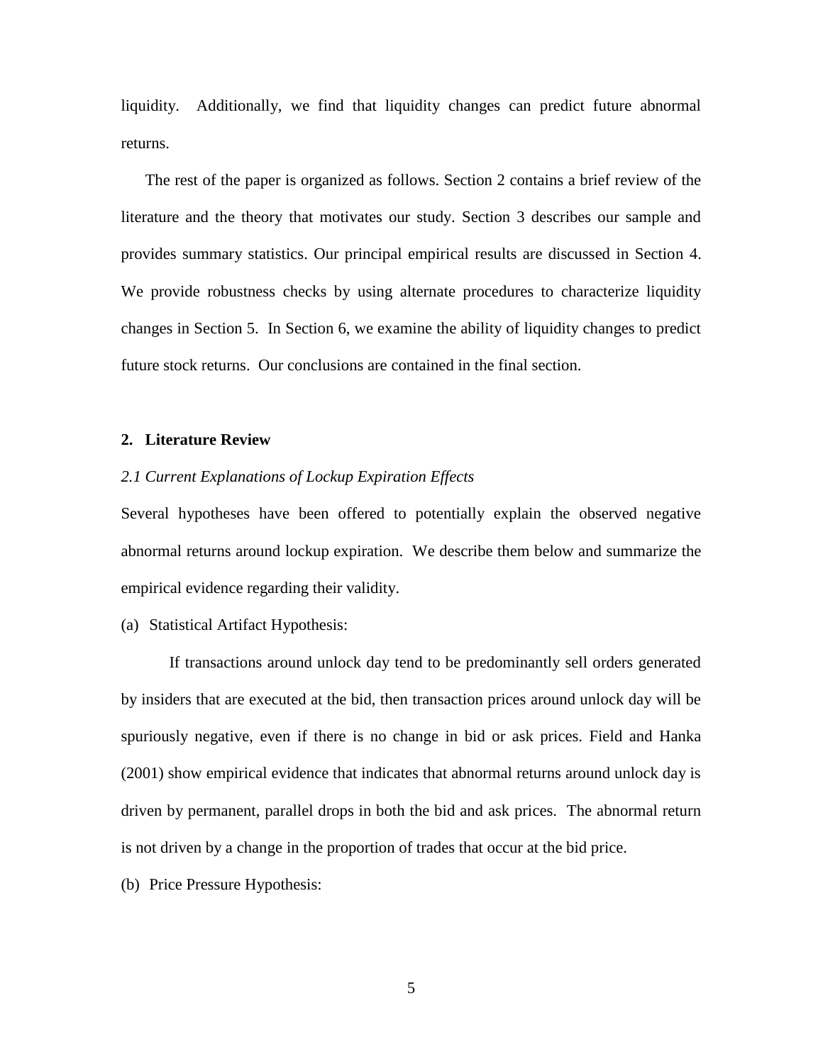liquidity. Additionally, we find that liquidity changes can predict future abnormal returns.

The rest of the paper is organized as follows. Section 2 contains a brief review of the literature and the theory that motivates our study. Section 3 describes our sample and provides summary statistics. Our principal empirical results are discussed in Section 4. We provide robustness checks by using alternate procedures to characterize liquidity changes in Section 5. In Section 6, we examine the ability of liquidity changes to predict future stock returns. Our conclusions are contained in the final section.

## 2. Literature Review

### *2.1 Current Explanations of Lockup Expiration Effects*

Several hypotheses have been offered to potentially explain the observed negative abnormal returns around lockup expiration. We describe them below and summarize the empirical evidence regarding their validity.

(a) Statistical Artifact Hypothesis:

If transactions around unlock day tend to be predominantly sell orders generated by insiders that are executed at the bid, then transaction prices around unlock day will be spuriously negative, even if there is no change in bid or ask prices. Field and Hanka (2001) show empirical evidence that indicates that abnormal returns around unlock day is driven by permanent, parallel drops in both the bid and ask prices. The abnormal return is not driven by a change in the proportion of trades that occur at the bid price.

(b) Price Pressure Hypothesis: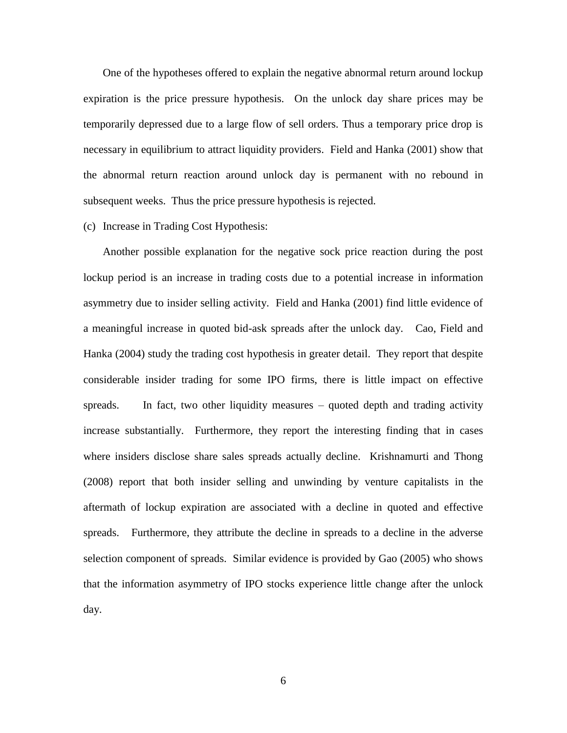One of the hypotheses offered to explain the negative abnormal return around lockup expiration is the price pressure hypothesis. On the unlock day share prices may be temporarily depressed due to a large flow of sell orders. Thus a temporary price drop is necessary in equilibrium to attract liquidity providers. Field and Hanka (2001) show that the abnormal return reaction around unlock day is permanent with no rebound in subsequent weeks. Thus the price pressure hypothesis is rejected.

(c) Increase in Trading Cost Hypothesis:

Another possible explanation for the negative sock price reaction during the post lockup period is an increase in trading costs due to a potential increase in information asymmetry due to insider selling activity. Field and Hanka (2001) find little evidence of a meaningful increase in quoted bid-ask spreads after the unlock day. Cao, Field and Hanka (2004) study the trading cost hypothesis in greater detail. They report that despite considerable insider trading for some IPO firms, there is little impact on effective spreads. In fact, two other liquidity measures – quoted depth and trading activity increase substantially. Furthermore, they report the interesting finding that in cases where insiders disclose share sales spreads actually decline. Krishnamurti and Thong (2008) report that both insider selling and unwinding by venture capitalists in the aftermath of lockup expiration are associated with a decline in quoted and effective spreads. Furthermore, they attribute the decline in spreads to a decline in the adverse selection component of spreads. Similar evidence is provided by Gao (2005) who shows that the information asymmetry of IPO stocks experience little change after the unlock day.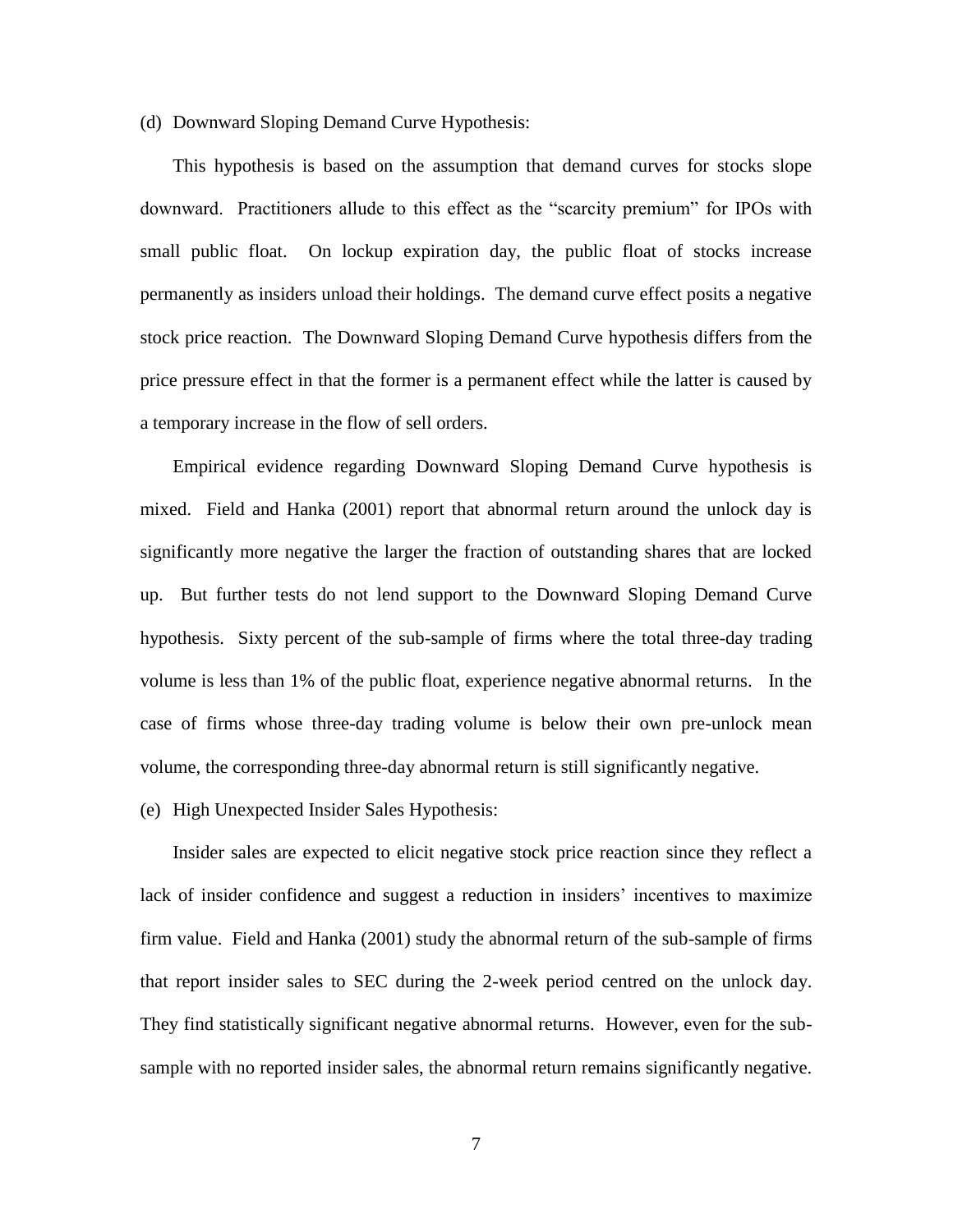(d) Downward Sloping Demand Curve Hypothesis:

This hypothesis is based on the assumption that demand curves for stocks slope downward. Practitioners allude to this effect as the "scarcity premium" for IPOs with small public float. On lockup expiration day, the public float of stocks increase permanently as insiders unload their holdings. The demand curve effect posits a negative stock price reaction. The Downward Sloping Demand Curve hypothesis differs from the price pressure effect in that the former is a permanent effect while the latter is caused by a temporary increase in the flow of sell orders.

Empirical evidence regarding Downward Sloping Demand Curve hypothesis is mixed. Field and Hanka (2001) report that abnormal return around the unlock day is significantly more negative the larger the fraction of outstanding shares that are locked up. But further tests do not lend support to the Downward Sloping Demand Curve hypothesis. Sixty percent of the sub-sample of firms where the total three-day trading volume is less than 1% of the public float, experience negative abnormal returns. In the case of firms whose three-day trading volume is below their own pre-unlock mean volume, the corresponding three-day abnormal return is still significantly negative.

(e) High Unexpected Insider Sales Hypothesis:

Insider sales are expected to elicit negative stock price reaction since they reflect a lack of insider confidence and suggest a reduction in insiders' incentives to maximize firm value. Field and Hanka (2001) study the abnormal return of the sub-sample of firms that report insider sales to SEC during the 2-week period centred on the unlock day. They find statistically significant negative abnormal returns. However, even for the sub-sample with no reported insider sales, the abnormal return remains significantly negative.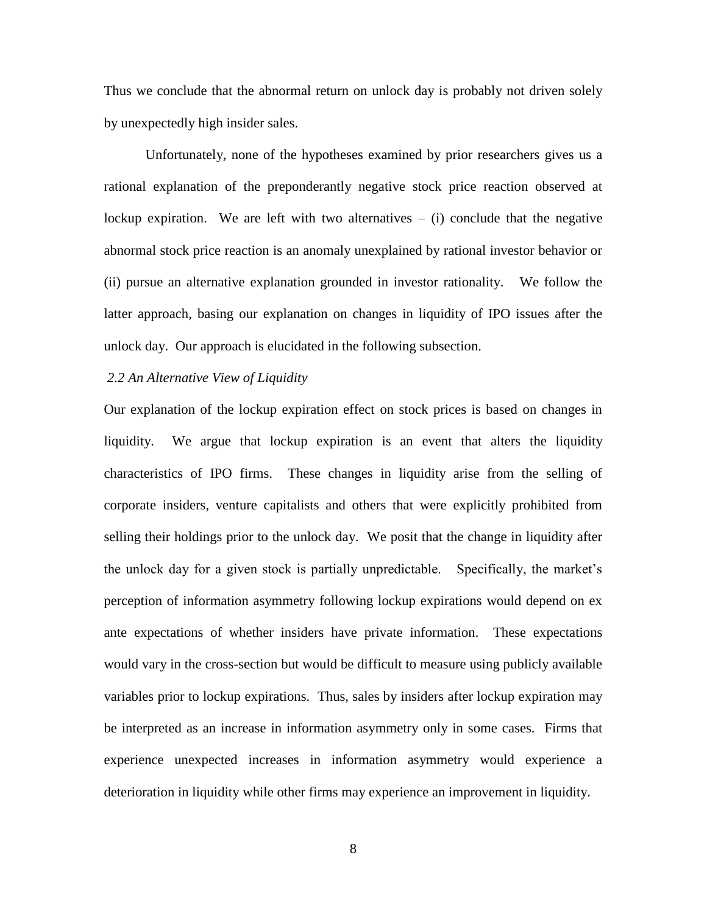Thus we conclude that the abnormal return on unlock day is probably not driven solely by unexpectedly high insider sales.

Unfortunately, none of the hypotheses examined by prior researchers gives us a rational explanation of the preponderantly negative stock price reaction observed at lockup expiration. We are left with two alternatives – (i) conclude that the negative abnormal stock price reaction is an anomaly unexplained by rational investor behavior or (ii) pursue an alternative explanation grounded in investor rationality. We follow the latter approach, basing our explanation on changes in liquidity of IPO issues after the unlock day. Our approach is elucidated in the following subsection.

### *2.2 An Alternative View of Liquidity*

Our explanation of the lockup expiration effect on stock prices is based on changes in liquidity. We argue that lockup expiration is an event that alters the liquidity characteristics of IPO firms. These changes in liquidity arise from the selling of corporate insiders, venture capitalists and others that were explicitly prohibited from selling their holdings prior to the unlock day. We posit that the change in liquidity after the unlock day for a given stock is partially unpredictable. Specifically, the market's perception of information asymmetry following lockup expirations would depend on ex ante expectations of whether insiders have private information. These expectations would vary in the cross-section but would be difficult to measure using publicly available variables prior to lockup expirations. Thus, sales by insiders after lockup expiration may be interpreted as an increase in information asymmetry only in some cases. Firms that experience unexpected increases in information asymmetry would experience a deterioration in liquidity while other firms may experience an improvement in liquidity.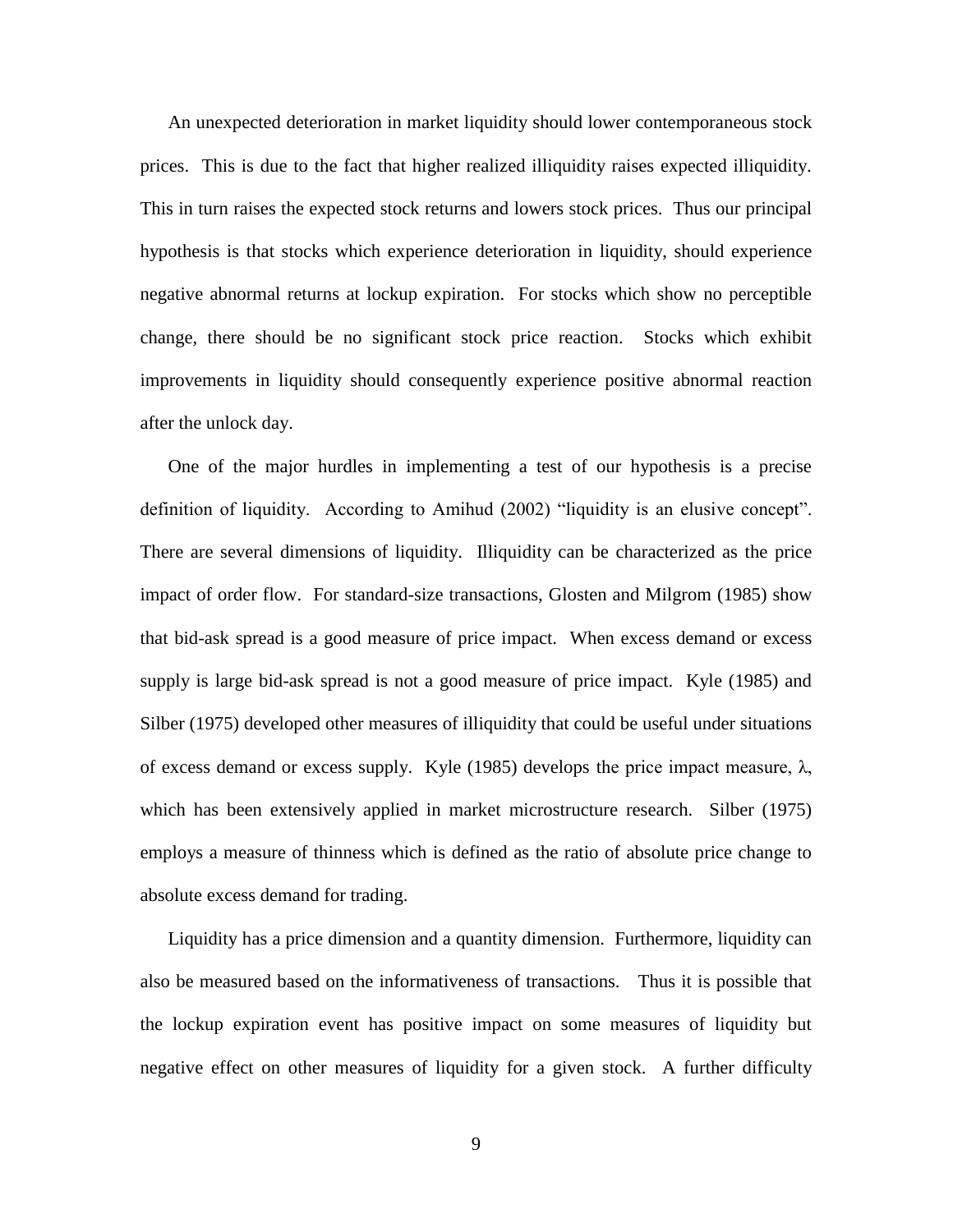An unexpected deterioration in market liquidity should lower contemporaneous stock prices. This is due to the fact that higher realized illiquidity raises expected illiquidity. This in turn raises the expected stock returns and lowers stock prices. Thus our principal hypothesis is that stocks which experience deterioration in liquidity, should experience negative abnormal returns at lockup expiration. For stocks which show no perceptible change, there should be no significant stock price reaction. Stocks which exhibit improvements in liquidity should consequently experience positive abnormal reaction after the unlock day.

One of the major hurdles in implementing a test of our hypothesis is a precise definition of liquidity. According to Amihud (2002) "liquidity is an elusive concept". There are several dimensions of liquidity. Illiquidity can be characterized as the price impact of order flow. For standard-size transactions, Glosten and Milgrom (1985) show that bid-ask spread is a good measure of price impact. When excess demand or excess supply is large bid-ask spread is not a good measure of price impact. Kyle (1985) and Silber (1975) developed other measures of illiquidity that could be useful under situations of excess demand or excess supply. Kyle (1985) develops the price impact measure, $\lambda$, which has been extensively applied in market microstructure research. Silber (1975) employs a measure of thinness which is defined as the ratio of absolute price change to absolute excess demand for trading.

Liquidity has a price dimension and a quantity dimension. Furthermore, liquidity can also be measured based on the informativeness of transactions. Thus it is possible that the lockup expiration event has positive impact on some measures of liquidity but negative effect on other measures of liquidity for a given stock. A further difficulty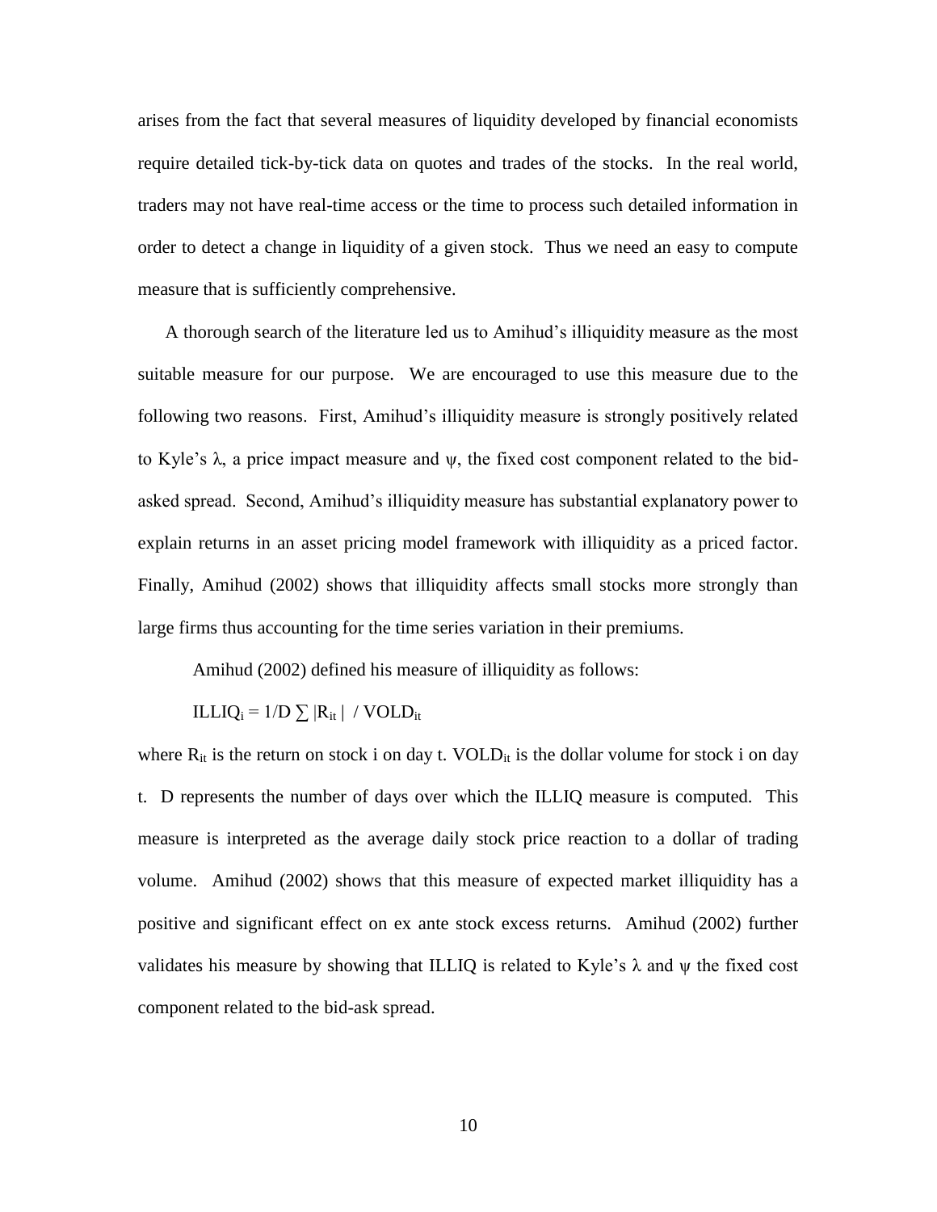arises from the fact that several measures of liquidity developed by financial economists require detailed tick-by-tick data on quotes and trades of the stocks. In the real world, traders may not have real-time access or the time to process such detailed information in order to detect a change in liquidity of a given stock. Thus we need an easy to compute measure that is sufficiently comprehensive.

A thorough search of the literature led us to Amihud's illiquidity measure as the most suitable measure for our purpose. We are encouraged to use this measure due to the following two reasons. First, Amihud's illiquidity measure is strongly positively related to Kyle's $\lambda$, a price impact measure and $\psi$, the fixed cost component related to the bid-asked spread. Second, Amihud's illiquidity measure has substantial explanatory power to explain returns in an asset pricing model framework with illiquidity as a priced factor. Finally, Amihud (2002) shows that illiquidity affects small stocks more strongly than large firms thus accounting for the time series variation in their premiums.

Amihud (2002) defined his measure of illiquidity as follows:

$$ILLIQ_i = 1/D \sum |R_{it}| \;/\; VOLD_{it}$$

where $R_{it}$ is the return on stock i on day t. $VOLD_{it}$ is the dollar volume for stock i on day t. D represents the number of days over which the ILLIQ measure is computed. This measure is interpreted as the average daily stock price reaction to a dollar of trading volume. Amihud (2002) shows that this measure of expected market illiquidity has a positive and significant effect on ex ante stock excess returns. Amihud (2002) further validates his measure by showing that ILLIQ is related to Kyle's $\lambda$ and $\psi$ the fixed cost component related to the bid-ask spread.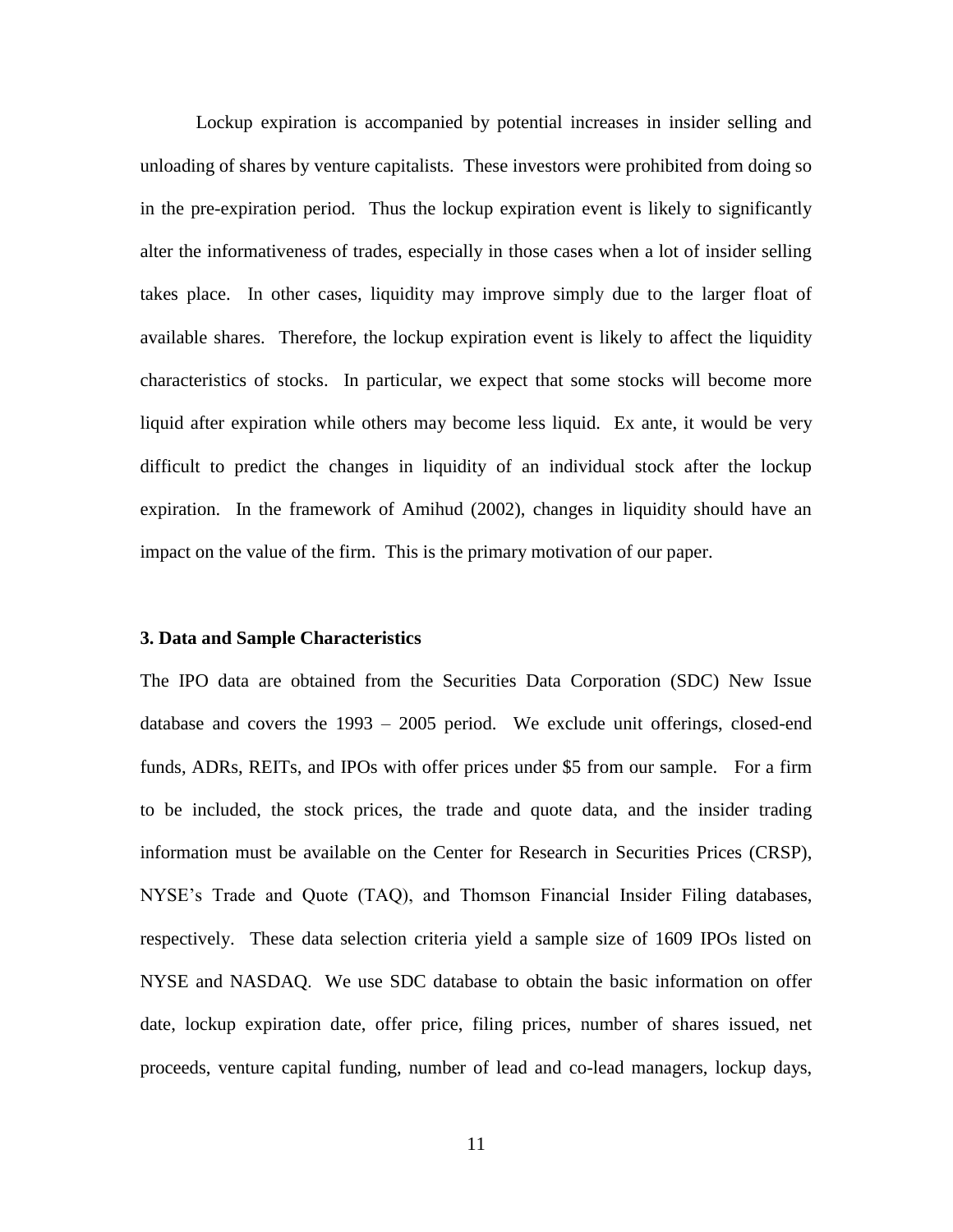Lockup expiration is accompanied by potential increases in insider selling and unloading of shares by venture capitalists. These investors were prohibited from doing so in the pre-expiration period. Thus the lockup expiration event is likely to significantly alter the informativeness of trades, especially in those cases when a lot of insider selling takes place. In other cases, liquidity may improve simply due to the larger float of available shares. Therefore, the lockup expiration event is likely to affect the liquidity characteristics of stocks. In particular, we expect that some stocks will become more liquid after expiration while others may become less liquid. Ex ante, it would be very difficult to predict the changes in liquidity of an individual stock after the lockup expiration. In the framework of Amihud (2002), changes in liquidity should have an impact on the value of the firm. This is the primary motivation of our paper.

### 3. Data and Sample Characteristics

The IPO data are obtained from the Securities Data Corporation (SDC) New Issue database and covers the 1993 – 2005 period. We exclude unit offerings, closed-end funds, ADRs, REITs, and IPOs with offer prices under $5 from our sample. For a firm to be included, the stock prices, the trade and quote data, and the insider trading information must be available on the Center for Research in Securities Prices (CRSP), NYSE's Trade and Quote (TAQ), and Thomson Financial Insider Filing databases, respectively. These data selection criteria yield a sample size of 1609 IPOs listed on NYSE and NASDAQ. We use SDC database to obtain the basic information on offer date, lockup expiration date, offer price, filing prices, number of shares issued, net proceeds, venture capital funding, number of lead and co-lead managers, lockup days,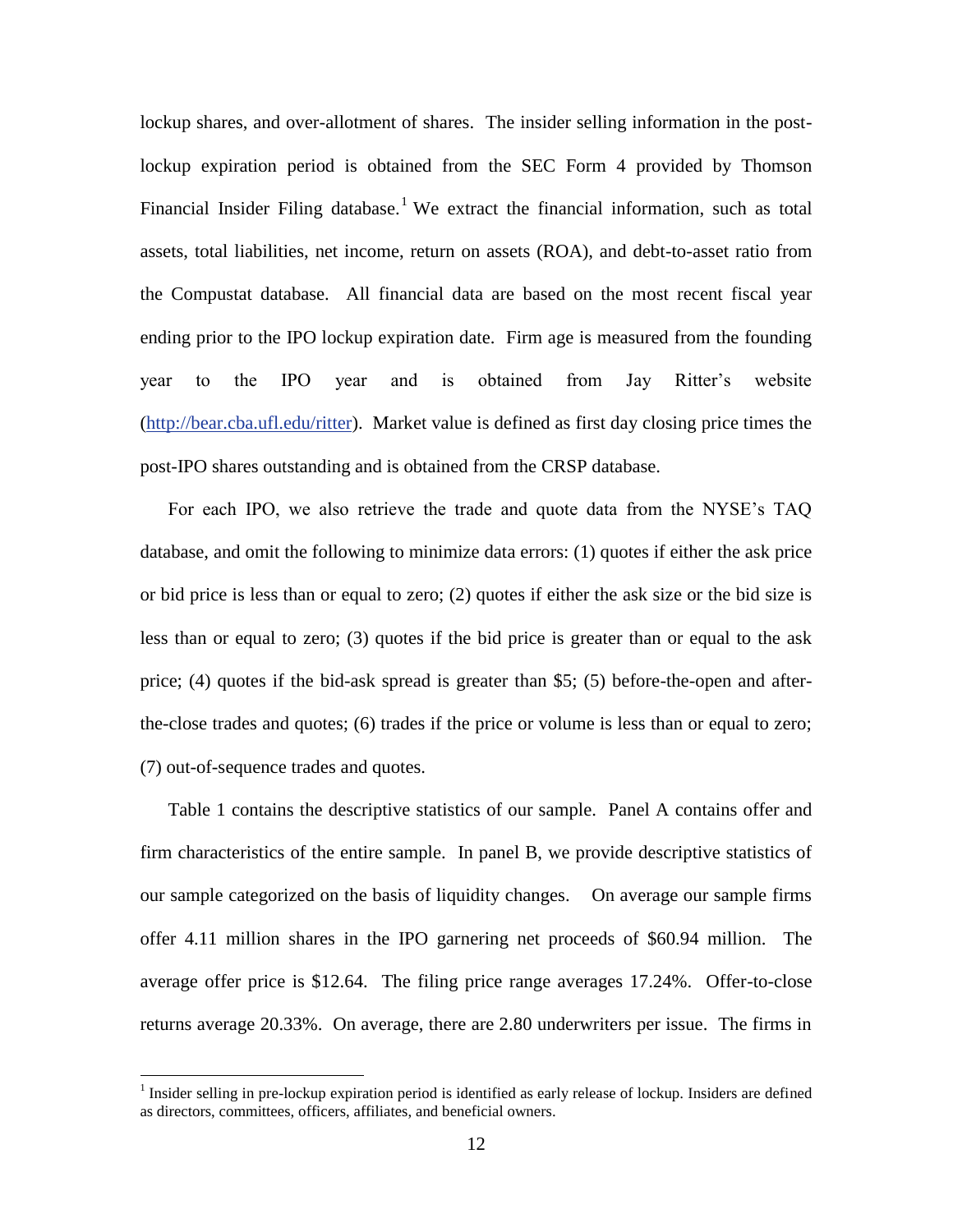lockup shares, and over-allotment of shares. The insider selling information in the post-lockup expiration period is obtained from the SEC Form 4 provided by Thomson Financial Insider Filing database.[1] We extract the financial information, such as total assets, total liabilities, net income, return on assets (ROA), and debt-to-asset ratio from the Compustat database. All financial data are based on the most recent fiscal year ending prior to the IPO lockup expiration date. Firm age is measured from the founding year to the IPO year and is obtained from Jay Ritter's website (http://bear.cba.ufl.edu/ritter). Market value is defined as first day closing price times the post-IPO shares outstanding and is obtained from the CRSP database.

For each IPO, we also retrieve the trade and quote data from the NYSE's TAQ database, and omit the following to minimize data errors: (1) quotes if either the ask price or bid price is less than or equal to zero; (2) quotes if either the ask size or the bid size is less than or equal to zero; (3) quotes if the bid price is greater than or equal to the ask price; (4) quotes if the bid-ask spread is greater than $5; (5) before-the-open and after-the-close trades and quotes; (6) trades if the price or volume is less than or equal to zero; (7) out-of-sequence trades and quotes.

Table 1 contains the descriptive statistics of our sample. Panel A contains offer and firm characteristics of the entire sample. In panel B, we provide descriptive statistics of our sample categorized on the basis of liquidity changes. On average our sample firms offer 4.11 million shares in the IPO garnering net proceeds of $60.94 million. The average offer price is $12.64. The filing price range averages 17.24%. Offer-to-close returns average 20.33%. On average, there are 2.80 underwriters per issue. The firms in

[1] Insider selling in pre-lockup expiration period is identified as early release of lockup. Insiders are defined as directors, committees, officers, affiliates, and beneficial owners.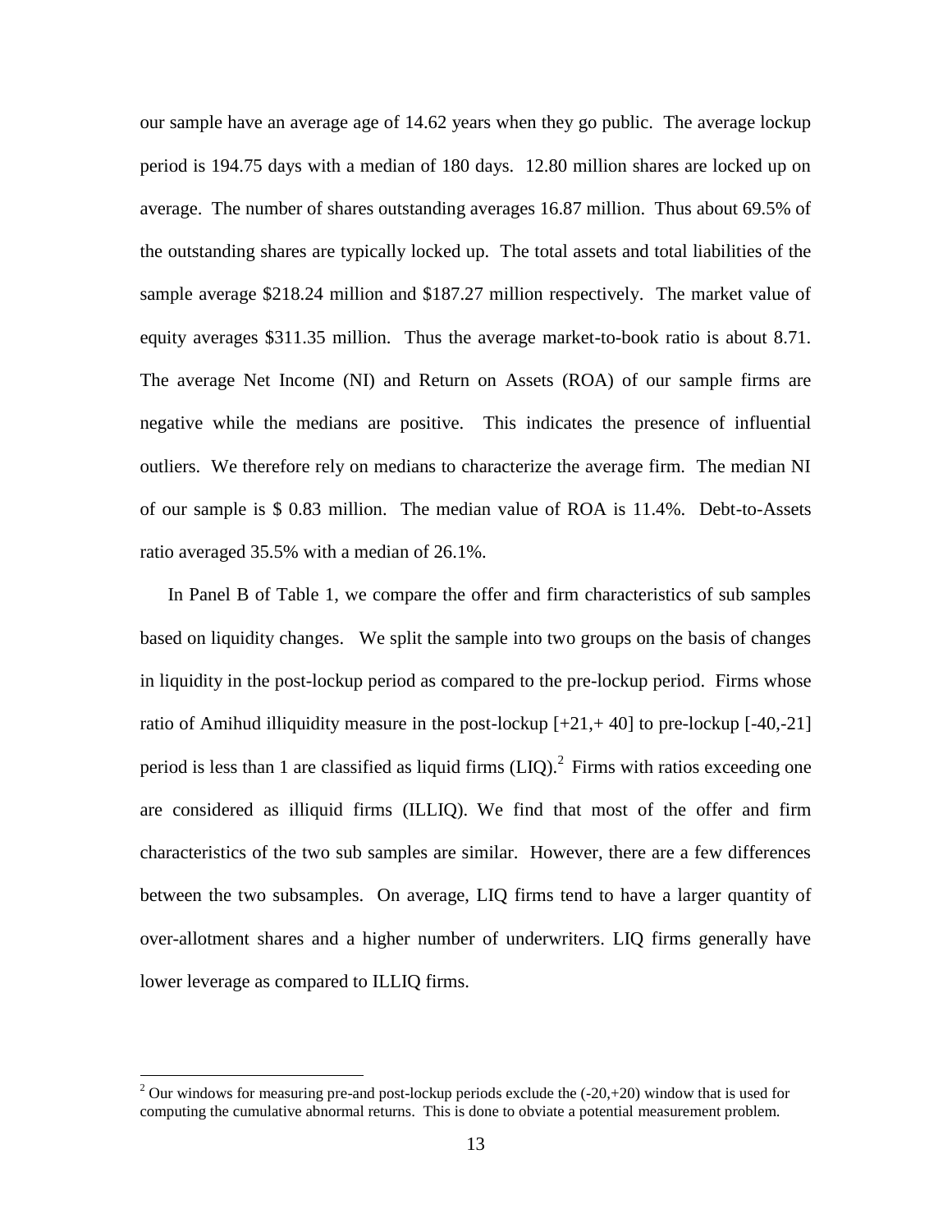our sample have an average age of 14.62 years when they go public. The average lockup period is 194.75 days with a median of 180 days. 12.80 million shares are locked up on average. The number of shares outstanding averages 16.87 million. Thus about 69.5% of the outstanding shares are typically locked up. The total assets and total liabilities of the sample average $218.24 million and $187.27 million respectively. The market value of equity averages $311.35 million. Thus the average market-to-book ratio is about 8.71. The average Net Income (NI) and Return on Assets (ROA) of our sample firms are negative while the medians are positive. This indicates the presence of influential outliers. We therefore rely on medians to characterize the average firm. The median NI of our sample is $ 0.83 million. The median value of ROA is 11.4%. Debt-to-Assets ratio averaged 35.5% with a median of 26.1%.

In Panel B of Table 1, we compare the offer and firm characteristics of sub samples based on liquidity changes. We split the sample into two groups on the basis of changes in liquidity in the post-lockup period as compared to the pre-lockup period. Firms whose ratio of Amihud illiquidity measure in the post-lockup [+21,+ 40] to pre-lockup [-40,-21] period is less than 1 are classified as liquid firms (LIQ).[2] Firms with ratios exceeding one are considered as illiquid firms (ILLIQ). We find that most of the offer and firm characteristics of the two sub samples are similar. However, there are a few differences between the two subsamples. On average, LIQ firms tend to have a larger quantity of over-allotment shares and a higher number of underwriters. LIQ firms generally have lower leverage as compared to ILLIQ firms.

[2] Our windows for measuring pre-and post-lockup periods exclude the (-20,+20) window that is used for computing the cumulative abnormal returns. This is done to obviate a potential measurement problem.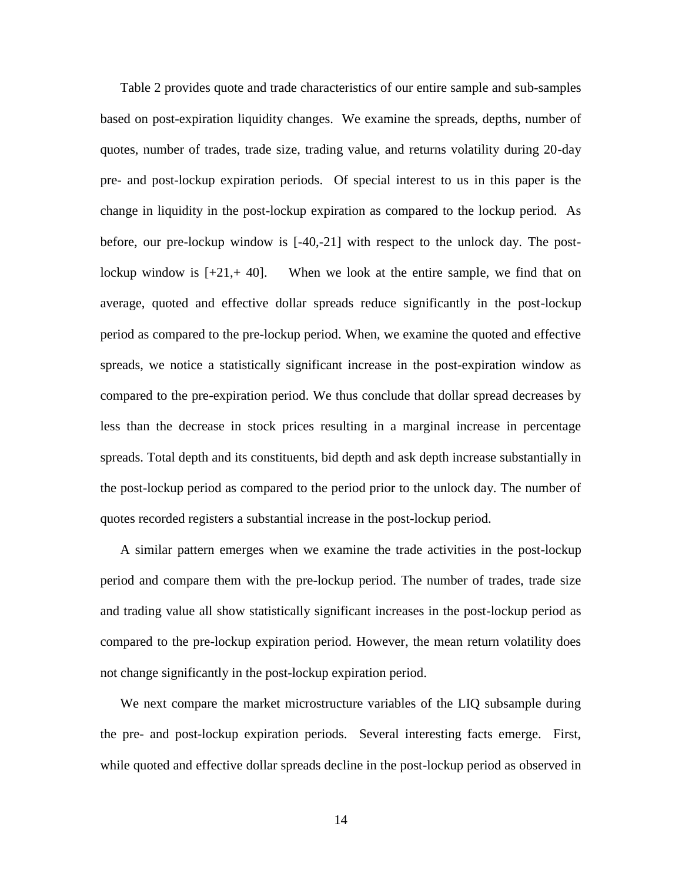Table 2 provides quote and trade characteristics of our entire sample and sub-samples based on post-expiration liquidity changes. We examine the spreads, depths, number of quotes, number of trades, trade size, trading value, and returns volatility during 20-day pre- and post-lockup expiration periods. Of special interest to us in this paper is the change in liquidity in the post-lockup expiration as compared to the lockup period. As before, our pre-lockup window is [-40,-21] with respect to the unlock day. The post-lockup window is [+21,+ 40]. When we look at the entire sample, we find that on average, quoted and effective dollar spreads reduce significantly in the post-lockup period as compared to the pre-lockup period. When, we examine the quoted and effective spreads, we notice a statistically significant increase in the post-expiration window as compared to the pre-expiration period. We thus conclude that dollar spread decreases by less than the decrease in stock prices resulting in a marginal increase in percentage spreads. Total depth and its constituents, bid depth and ask depth increase substantially in the post-lockup period as compared to the period prior to the unlock day. The number of quotes recorded registers a substantial increase in the post-lockup period.

A similar pattern emerges when we examine the trade activities in the post-lockup period and compare them with the pre-lockup period. The number of trades, trade size and trading value all show statistically significant increases in the post-lockup period as compared to the pre-lockup expiration period. However, the mean return volatility does not change significantly in the post-lockup expiration period.

We next compare the market microstructure variables of the LIQ subsample during the pre- and post-lockup expiration periods. Several interesting facts emerge. First, while quoted and effective dollar spreads decline in the post-lockup period as observed in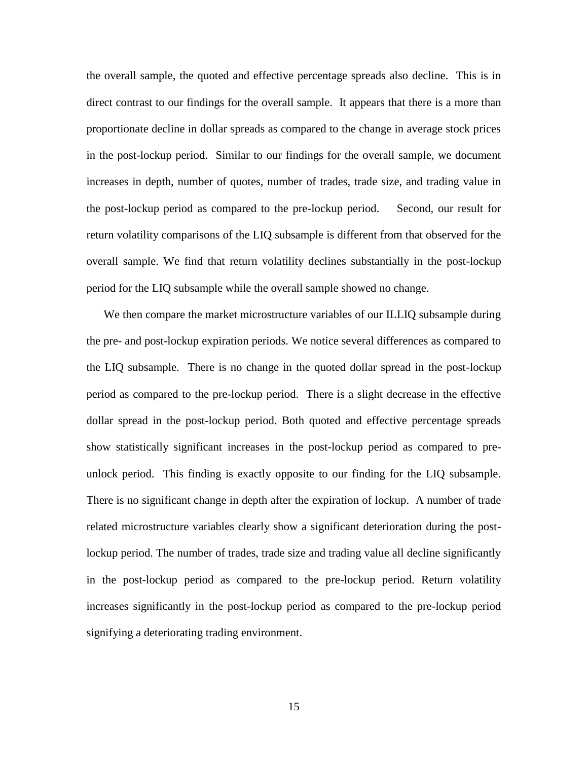the overall sample, the quoted and effective percentage spreads also decline. This is in direct contrast to our findings for the overall sample. It appears that there is a more than proportionate decline in dollar spreads as compared to the change in average stock prices in the post-lockup period. Similar to our findings for the overall sample, we document increases in depth, number of quotes, number of trades, trade size, and trading value in the post-lockup period as compared to the pre-lockup period. Second, our result for return volatility comparisons of the LIQ subsample is different from that observed for the overall sample. We find that return volatility declines substantially in the post-lockup period for the LIQ subsample while the overall sample showed no change.

We then compare the market microstructure variables of our ILLIQ subsample during the pre- and post-lockup expiration periods. We notice several differences as compared to the LIQ subsample. There is no change in the quoted dollar spread in the post-lockup period as compared to the pre-lockup period. There is a slight decrease in the effective dollar spread in the post-lockup period. Both quoted and effective percentage spreads show statistically significant increases in the post-lockup period as compared to pre-unlock period. This finding is exactly opposite to our finding for the LIQ subsample. There is no significant change in depth after the expiration of lockup. A number of trade related microstructure variables clearly show a significant deterioration during the post-lockup period. The number of trades, trade size and trading value all decline significantly in the post-lockup period as compared to the pre-lockup period. Return volatility increases significantly in the post-lockup period as compared to the pre-lockup period signifying a deteriorating trading environment.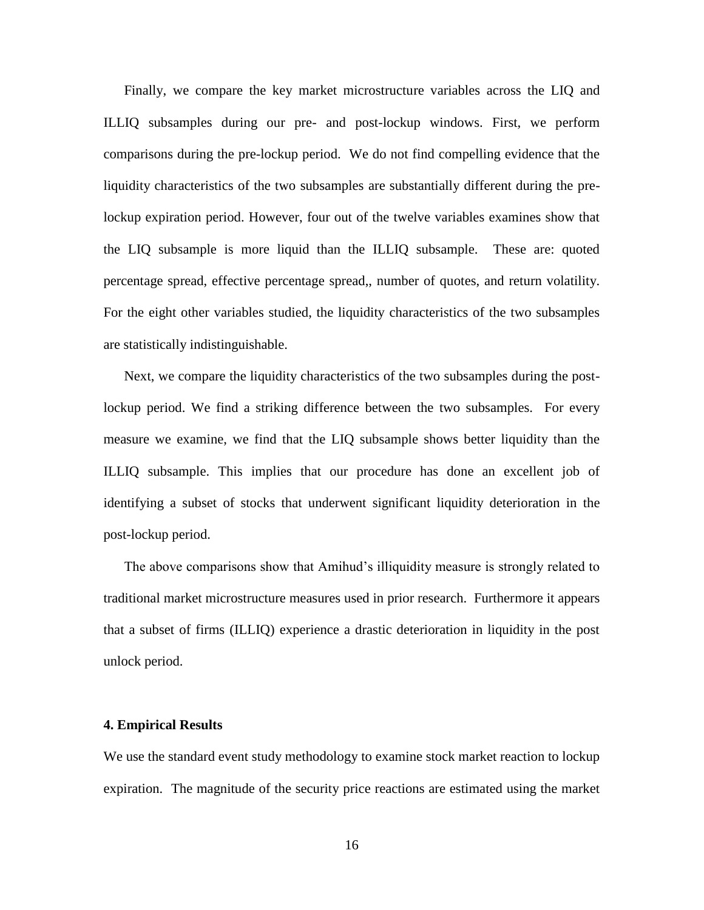Finally, we compare the key market microstructure variables across the LIQ and ILLIQ subsamples during our pre- and post-lockup windows. First, we perform comparisons during the pre-lockup period. We do not find compelling evidence that the liquidity characteristics of the two subsamples are substantially different during the pre-lockup expiration period. However, four out of the twelve variables examines show that the LIQ subsample is more liquid than the ILLIQ subsample. These are: quoted percentage spread, effective percentage spread,, number of quotes, and return volatility. For the eight other variables studied, the liquidity characteristics of the two subsamples are statistically indistinguishable.

Next, we compare the liquidity characteristics of the two subsamples during the post-lockup period. We find a striking difference between the two subsamples. For every measure we examine, we find that the LIQ subsample shows better liquidity than the ILLIQ subsample. This implies that our procedure has done an excellent job of identifying a subset of stocks that underwent significant liquidity deterioration in the post-lockup period.

The above comparisons show that Amihud's illiquidity measure is strongly related to traditional market microstructure measures used in prior research. Furthermore it appears that a subset of firms (ILLIQ) experience a drastic deterioration in liquidity in the post unlock period.

**4. Empirical Results**

We use the standard event study methodology to examine stock market reaction to lockup expiration. The magnitude of the security price reactions are estimated using the market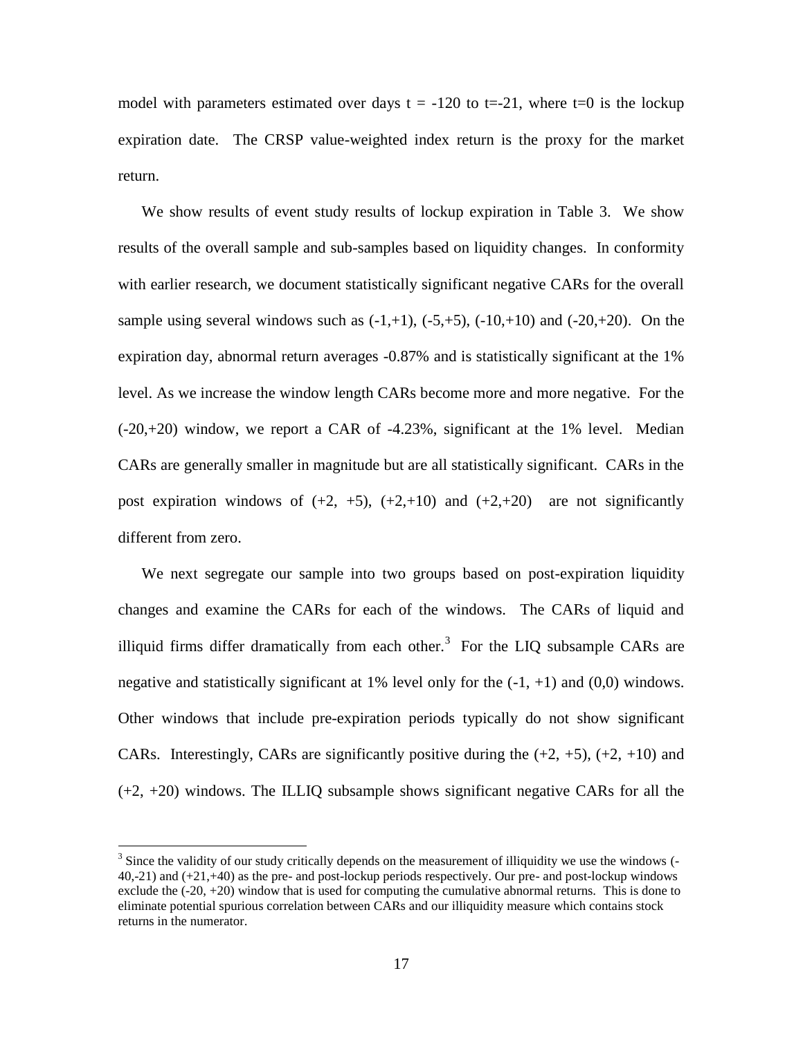model with parameters estimated over days $t = -120$ to $t=-21$, where $t=0$ is the lockup expiration date. The CRSP value-weighted index return is the proxy for the market return.

We show results of event study results of lockup expiration in Table 3. We show results of the overall sample and sub-samples based on liquidity changes. In conformity with earlier research, we document statistically significant negative CARs for the overall sample using several windows such as (-1,+1), (-5,+5), (-10,+10) and (-20,+20). On the expiration day, abnormal return averages -0.87% and is statistically significant at the 1% level. As we increase the window length CARs become more and more negative. For the (-20,+20) window, we report a CAR of -4.23%, significant at the 1% level. Median CARs are generally smaller in magnitude but are all statistically significant. CARs in the post expiration windows of (+2, +5), (+2,+10) and (+2,+20) are not significantly different from zero.

We next segregate our sample into two groups based on post-expiration liquidity changes and examine the CARs for each of the windows. The CARs of liquid and illiquid firms differ dramatically from each other.[3] For the LIQ subsample CARs are negative and statistically significant at 1% level only for the (-1, +1) and (0,0) windows. Other windows that include pre-expiration periods typically do not show significant CARs. Interestingly, CARs are significantly positive during the (+2, +5), (+2, +10) and (+2, +20) windows. The ILLIQ subsample shows significant negative CARs for all the

[3] Since the validity of our study critically depends on the measurement of illiquidity we use the windows (-40,-21) and (+21,+40) as the pre- and post-lockup periods respectively. Our pre- and post-lockup windows exclude the (-20, +20) window that is used for computing the cumulative abnormal returns. This is done to eliminate potential spurious correlation between CARs and our illiquidity measure which contains stock returns in the numerator.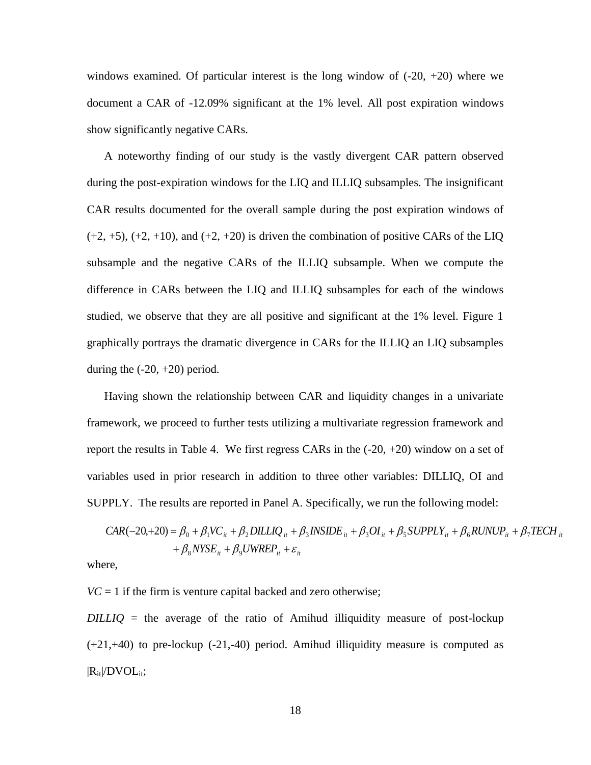windows examined. Of particular interest is the long window of (-20, +20) where we document a CAR of -12.09% significant at the 1% level. All post expiration windows show significantly negative CARs.

A noteworthy finding of our study is the vastly divergent CAR pattern observed during the post-expiration windows for the LIQ and ILLIQ subsamples. The insignificant CAR results documented for the overall sample during the post expiration windows of (+2, +5), (+2, +10), and (+2, +20) is driven the combination of positive CARs of the LIQ subsample and the negative CARs of the ILLIQ subsample. When we compute the difference in CARs between the LIQ and ILLIQ subsamples for each of the windows studied, we observe that they are all positive and significant at the 1% level. Figure 1 graphically portrays the dramatic divergence in CARs for the ILLIQ an LIQ subsamples during the (-20, +20) period.

Having shown the relationship between CAR and liquidity changes in a univariate framework, we proceed to further tests utilizing a multivariate regression framework and report the results in Table 4. We first regress CARs in the (-20, +20) window on a set of variables used in prior research in addition to three other variables: DILLIQ, OI and SUPPLY. The results are reported in Panel A. Specifically, we run the following model:

$$CAR(-20,+20) = \beta_0 + \beta_1 VC_{it} + \beta_2 DILLIQ_{it} + \beta_3 INSIDE_{it} + \beta_3 OI_{it} + \beta_5 SUPPLY_{it} + \beta_6 RUNUP_{it} + \beta_7 TECH_{it} + \beta_8 NYSE_{it} + \beta_9 UWREP_{it} + \varepsilon_{it}$$

where,

$VC$ = 1 if the firm is venture capital backed and zero otherwise;

$DILLIQ$ = the average of the ratio of Amihud illiquidity measure of post-lockup (+21,+40) to pre-lockup (-21,-40) period. Amihud illiquidity measure is computed as $|R_{it}|/DVOL_{it}$;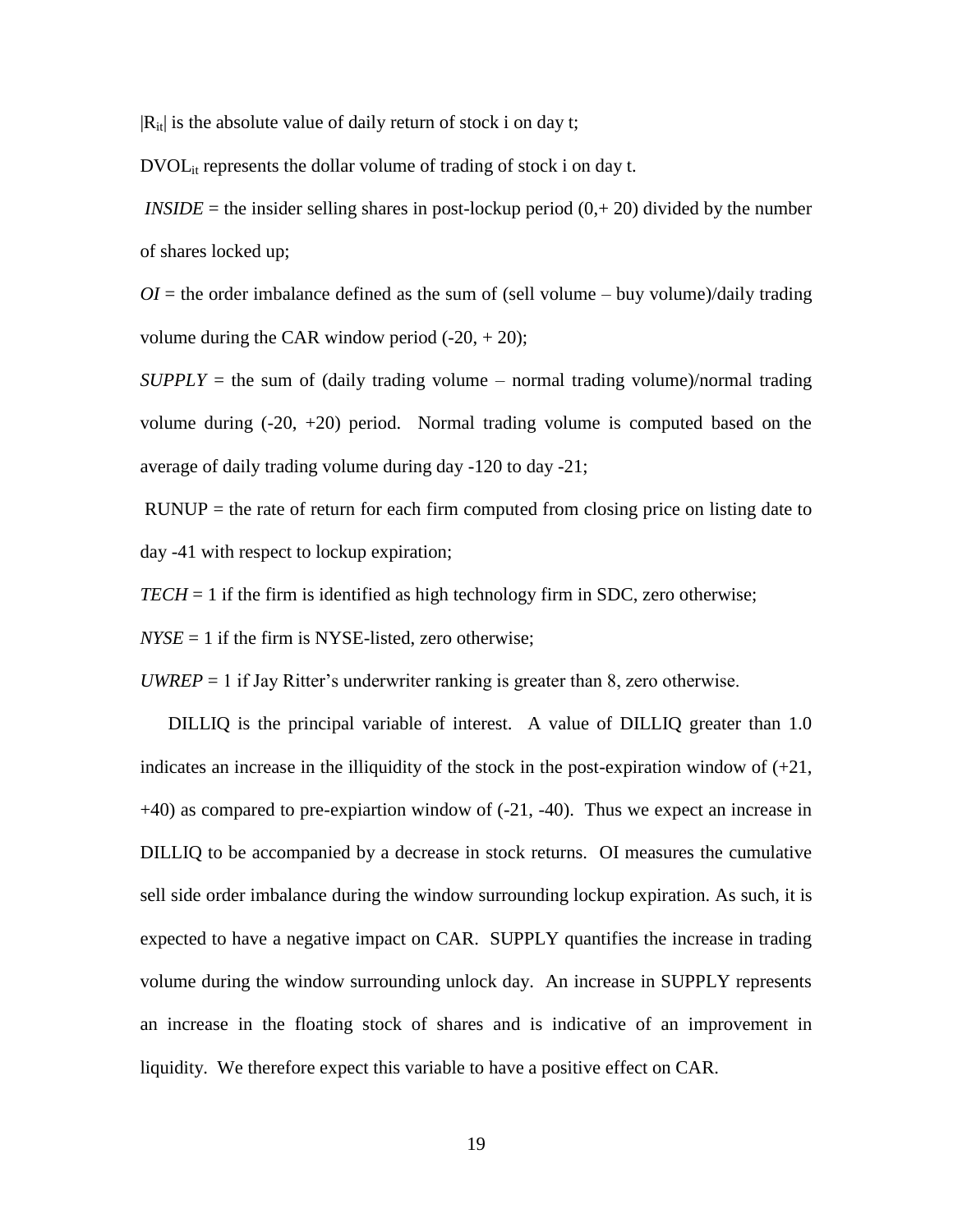$|R_{it}|$ is the absolute value of daily return of stock i on day t;

$DVOL_{it}$ represents the dollar volume of trading of stock i on day t.

*INSIDE* = the insider selling shares in post-lockup period (0,+ 20) divided by the number of shares locked up;

*OI* = the order imbalance defined as the sum of (sell volume – buy volume)/daily trading volume during the CAR window period (-20, + 20);

*SUPPLY* = the sum of (daily trading volume – normal trading volume)/normal trading volume during (-20, +20) period. Normal trading volume is computed based on the average of daily trading volume during day -120 to day -21;

RUNUP = the rate of return for each firm computed from closing price on listing date to day -41 with respect to lockup expiration;

*TECH* = 1 if the firm is identified as high technology firm in SDC, zero otherwise;

*NYSE* = 1 if the firm is NYSE-listed, zero otherwise;

*UWREP* = 1 if Jay Ritter's underwriter ranking is greater than 8, zero otherwise.

DILLIQ is the principal variable of interest. A value of DILLIQ greater than 1.0 indicates an increase in the illiquidity of the stock in the post-expiration window of (+21, +40) as compared to pre-expiartion window of (-21, -40). Thus we expect an increase in DILLIQ to be accompanied by a decrease in stock returns. OI measures the cumulative sell side order imbalance during the window surrounding lockup expiration. As such, it is expected to have a negative impact on CAR. SUPPLY quantifies the increase in trading volume during the window surrounding unlock day. An increase in SUPPLY represents an increase in the floating stock of shares and is indicative of an improvement in liquidity. We therefore expect this variable to have a positive effect on CAR.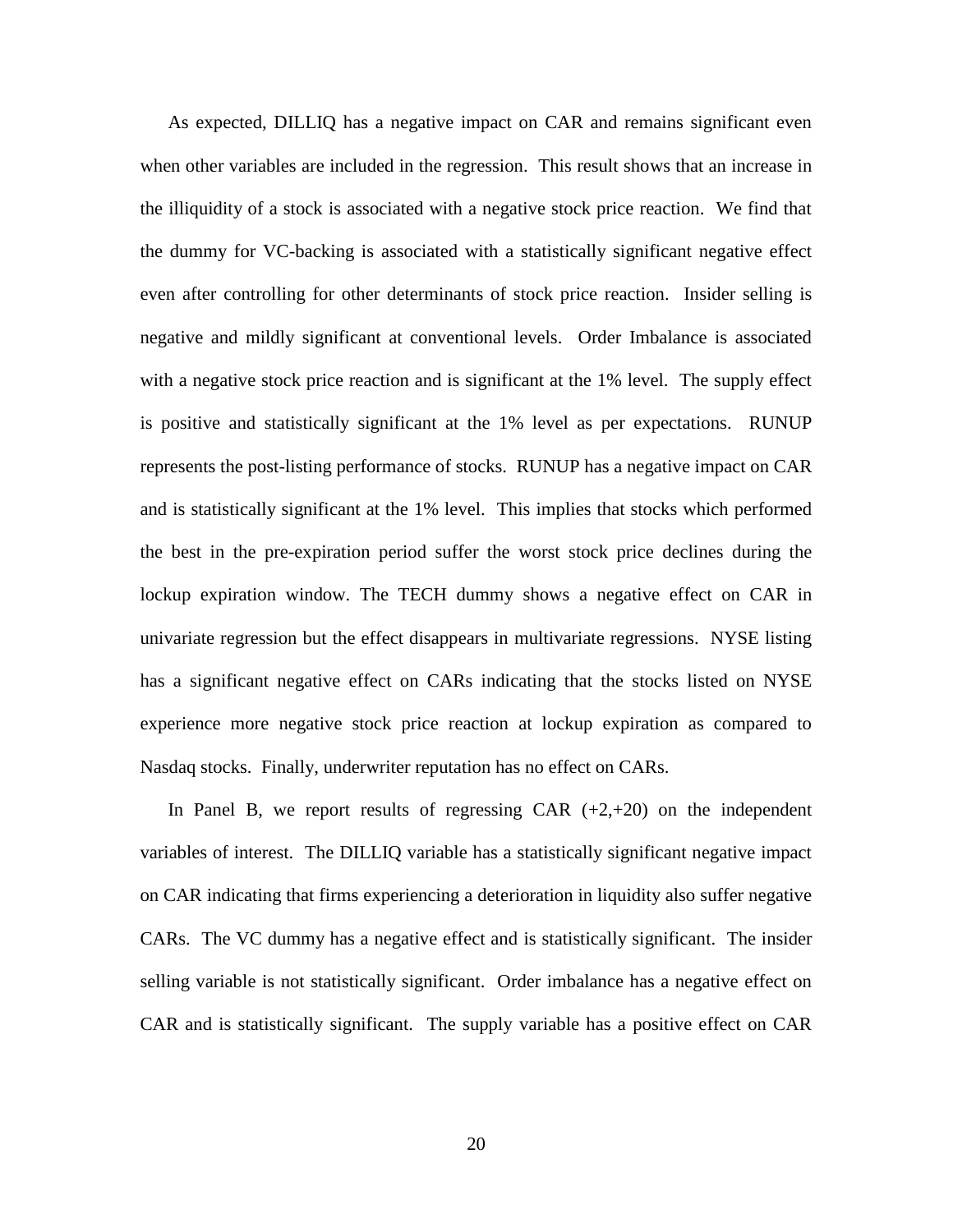As expected, DILLIQ has a negative impact on CAR and remains significant even when other variables are included in the regression. This result shows that an increase in the illiquidity of a stock is associated with a negative stock price reaction. We find that the dummy for VC-backing is associated with a statistically significant negative effect even after controlling for other determinants of stock price reaction. Insider selling is negative and mildly significant at conventional levels. Order Imbalance is associated with a negative stock price reaction and is significant at the 1% level. The supply effect is positive and statistically significant at the 1% level as per expectations. RUNUP represents the post-listing performance of stocks. RUNUP has a negative impact on CAR and is statistically significant at the 1% level. This implies that stocks which performed the best in the pre-expiration period suffer the worst stock price declines during the lockup expiration window. The TECH dummy shows a negative effect on CAR in univariate regression but the effect disappears in multivariate regressions. NYSE listing has a significant negative effect on CARs indicating that the stocks listed on NYSE experience more negative stock price reaction at lockup expiration as compared to Nasdaq stocks. Finally, underwriter reputation has no effect on CARs.

In Panel B, we report results of regressing CAR (+2,+20) on the independent variables of interest. The DILLIQ variable has a statistically significant negative impact on CAR indicating that firms experiencing a deterioration in liquidity also suffer negative CARs. The VC dummy has a negative effect and is statistically significant. The insider selling variable is not statistically significant. Order imbalance has a negative effect on CAR and is statistically significant. The supply variable has a positive effect on CAR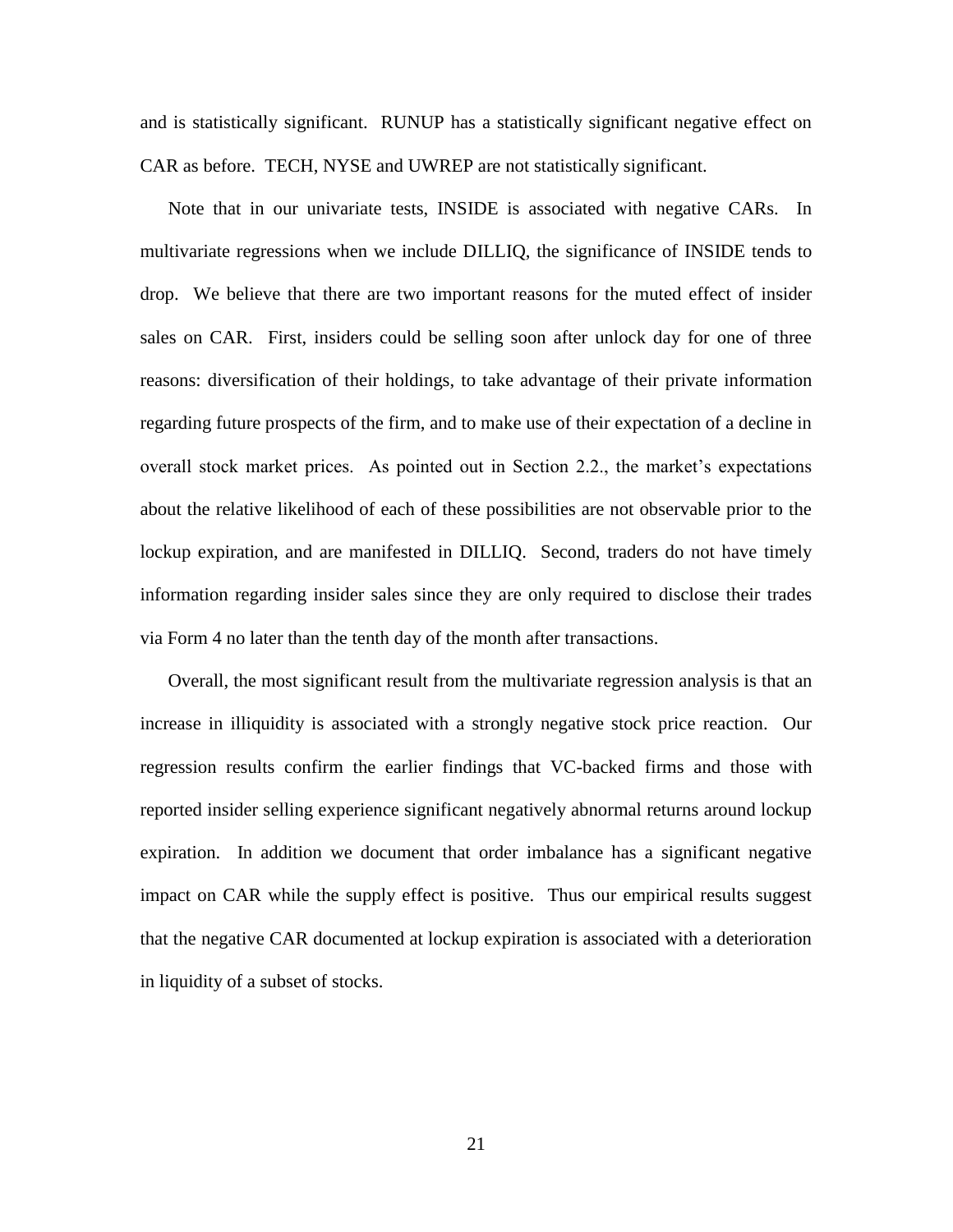and is statistically significant. RUNUP has a statistically significant negative effect on CAR as before. TECH, NYSE and UWREP are not statistically significant.

Note that in our univariate tests, INSIDE is associated with negative CARs. In multivariate regressions when we include DILLIQ, the significance of INSIDE tends to drop. We believe that there are two important reasons for the muted effect of insider sales on CAR. First, insiders could be selling soon after unlock day for one of three reasons: diversification of their holdings, to take advantage of their private information regarding future prospects of the firm, and to make use of their expectation of a decline in overall stock market prices. As pointed out in Section 2.2., the market's expectations about the relative likelihood of each of these possibilities are not observable prior to the lockup expiration, and are manifested in DILLIQ. Second, traders do not have timely information regarding insider sales since they are only required to disclose their trades via Form 4 no later than the tenth day of the month after transactions.

Overall, the most significant result from the multivariate regression analysis is that an increase in illiquidity is associated with a strongly negative stock price reaction. Our regression results confirm the earlier findings that VC-backed firms and those with reported insider selling experience significant negatively abnormal returns around lockup expiration. In addition we document that order imbalance has a significant negative impact on CAR while the supply effect is positive. Thus our empirical results suggest that the negative CAR documented at lockup expiration is associated with a deterioration in liquidity of a subset of stocks.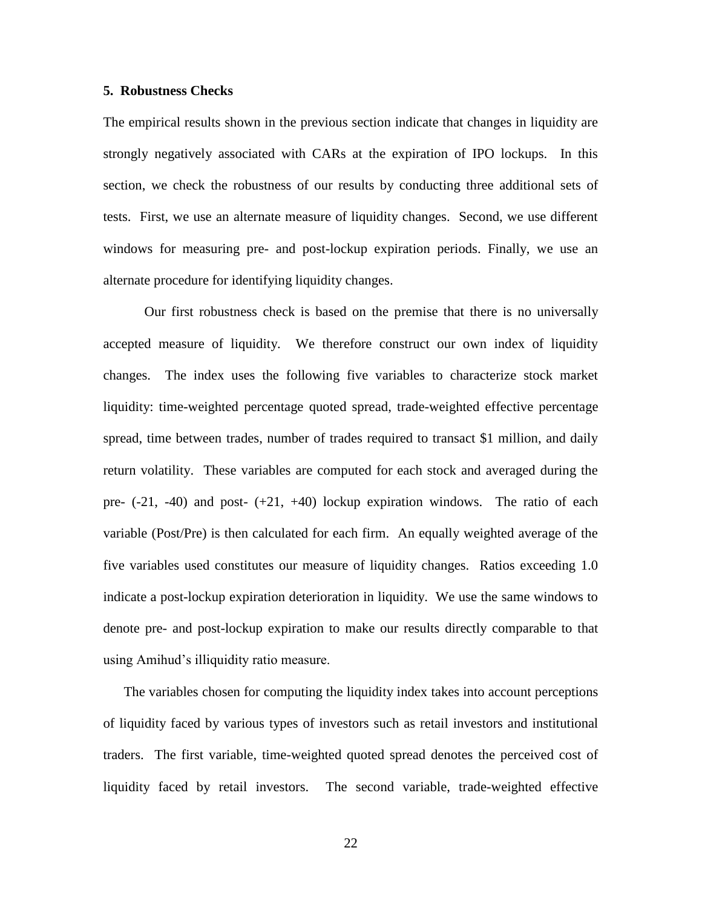## 5. Robustness Checks

The empirical results shown in the previous section indicate that changes in liquidity are strongly negatively associated with CARs at the expiration of IPO lockups. In this section, we check the robustness of our results by conducting three additional sets of tests. First, we use an alternate measure of liquidity changes. Second, we use different windows for measuring pre- and post-lockup expiration periods. Finally, we use an alternate procedure for identifying liquidity changes.

Our first robustness check is based on the premise that there is no universally accepted measure of liquidity. We therefore construct our own index of liquidity changes. The index uses the following five variables to characterize stock market liquidity: time-weighted percentage quoted spread, trade-weighted effective percentage spread, time between trades, number of trades required to transact \$1 million, and daily return volatility. These variables are computed for each stock and averaged during the pre- (-21, -40) and post- (+21, +40) lockup expiration windows. The ratio of each variable (Post/Pre) is then calculated for each firm. An equally weighted average of the five variables used constitutes our measure of liquidity changes. Ratios exceeding 1.0 indicate a post-lockup expiration deterioration in liquidity. We use the same windows to denote pre- and post-lockup expiration to make our results directly comparable to that using Amihud's illiquidity ratio measure.

The variables chosen for computing the liquidity index takes into account perceptions of liquidity faced by various types of investors such as retail investors and institutional traders. The first variable, time-weighted quoted spread denotes the perceived cost of liquidity faced by retail investors. The second variable, trade-weighted effective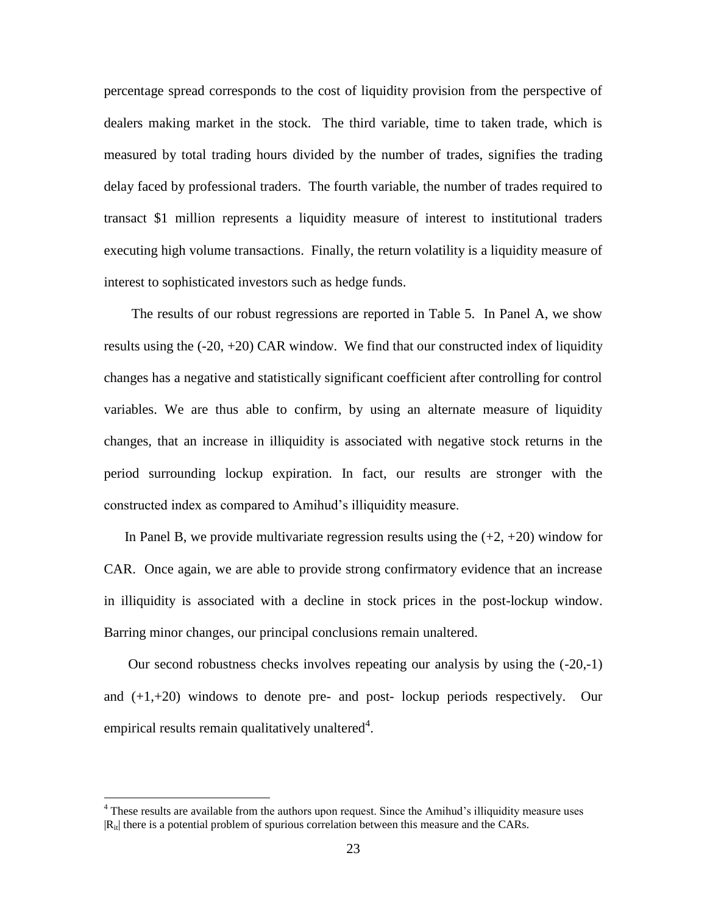percentage spread corresponds to the cost of liquidity provision from the perspective of dealers making market in the stock. The third variable, time to taken trade, which is measured by total trading hours divided by the number of trades, signifies the trading delay faced by professional traders. The fourth variable, the number of trades required to transact \$1 million represents a liquidity measure of interest to institutional traders executing high volume transactions. Finally, the return volatility is a liquidity measure of interest to sophisticated investors such as hedge funds.

The results of our robust regressions are reported in Table 5. In Panel A, we show results using the (-20, +20) CAR window. We find that our constructed index of liquidity changes has a negative and statistically significant coefficient after controlling for control variables. We are thus able to confirm, by using an alternate measure of liquidity changes, that an increase in illiquidity is associated with negative stock returns in the period surrounding lockup expiration. In fact, our results are stronger with the constructed index as compared to Amihud's illiquidity measure.

In Panel B, we provide multivariate regression results using the (+2, +20) window for CAR. Once again, we are able to provide strong confirmatory evidence that an increase in illiquidity is associated with a decline in stock prices in the post-lockup window. Barring minor changes, our principal conclusions remain unaltered.

Our second robustness checks involves repeating our analysis by using the (-20,-1) and (+1,+20) windows to denote pre- and post- lockup periods respectively. Our empirical results remain qualitatively unaltered[4].

---

[4] These results are available from the authors upon request. Since the Amihud's illiquidity measure uses $|R_{it}|$ there is a potential problem of spurious correlation between this measure and the CARs.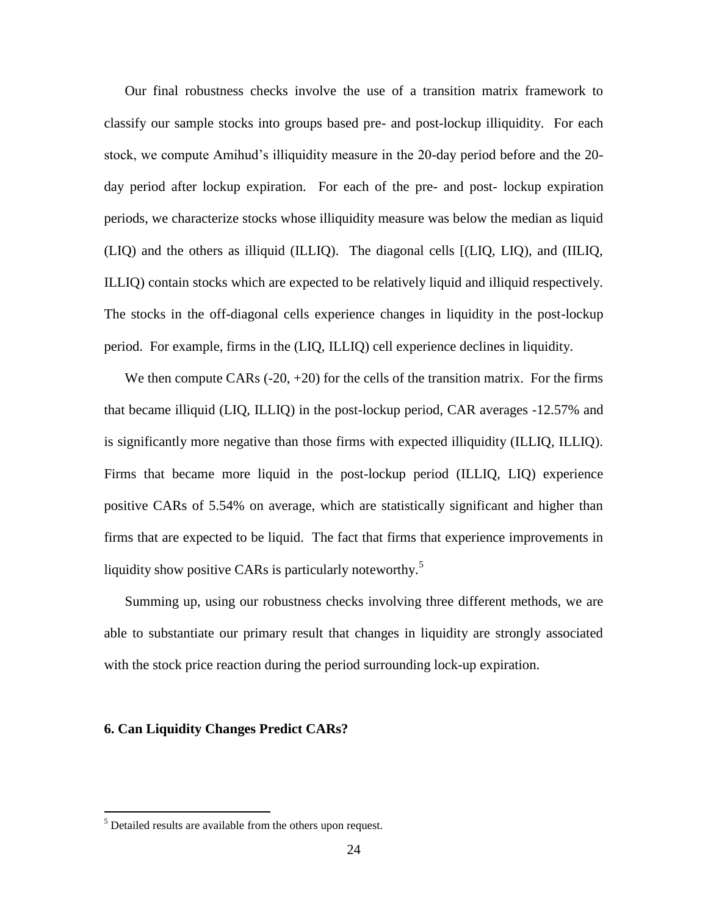Our final robustness checks involve the use of a transition matrix framework to classify our sample stocks into groups based pre- and post-lockup illiquidity. For each stock, we compute Amihud's illiquidity measure in the 20-day period before and the 20-day period after lockup expiration. For each of the pre- and post- lockup expiration periods, we characterize stocks whose illiquidity measure was below the median as liquid (LIQ) and the others as illiquid (ILLIQ). The diagonal cells [(LIQ, LIQ), and (IILIQ, ILLIQ) contain stocks which are expected to be relatively liquid and illiquid respectively. The stocks in the off-diagonal cells experience changes in liquidity in the post-lockup period. For example, firms in the (LIQ, ILLIQ) cell experience declines in liquidity.

We then compute CARs (-20, +20) for the cells of the transition matrix. For the firms that became illiquid (LIQ, ILLIQ) in the post-lockup period, CAR averages -12.57% and is significantly more negative than those firms with expected illiquidity (ILLIQ, ILLIQ). Firms that became more liquid in the post-lockup period (ILLIQ, LIQ) experience positive CARs of 5.54% on average, which are statistically significant and higher than firms that are expected to be liquid. The fact that firms that experience improvements in liquidity show positive CARs is particularly noteworthy.[5]

Summing up, using our robustness checks involving three different methods, we are able to substantiate our primary result that changes in liquidity are strongly associated with the stock price reaction during the period surrounding lock-up expiration.

### 6. Can Liquidity Changes Predict CARs?

[5] Detailed results are available from the others upon request.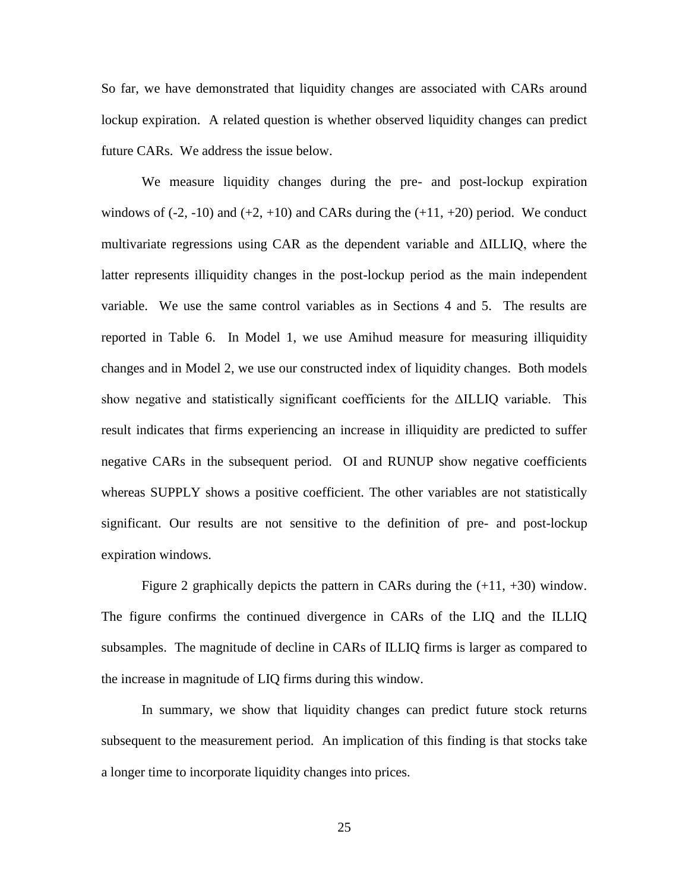So far, we have demonstrated that liquidity changes are associated with CARs around lockup expiration. A related question is whether observed liquidity changes can predict future CARs. We address the issue below.

We measure liquidity changes during the pre- and post-lockup expiration windows of (-2, -10) and (+2, +10) and CARs during the (+11, +20) period. We conduct multivariate regressions using CAR as the dependent variable and ΔILLIQ, where the latter represents illiquidity changes in the post-lockup period as the main independent variable. We use the same control variables as in Sections 4 and 5. The results are reported in Table 6. In Model 1, we use Amihud measure for measuring illiquidity changes and in Model 2, we use our constructed index of liquidity changes. Both models show negative and statistically significant coefficients for the ΔILLIQ variable. This result indicates that firms experiencing an increase in illiquidity are predicted to suffer negative CARs in the subsequent period. OI and RUNUP show negative coefficients whereas SUPPLY shows a positive coefficient. The other variables are not statistically significant. Our results are not sensitive to the definition of pre- and post-lockup expiration windows.

Figure 2 graphically depicts the pattern in CARs during the (+11, +30) window. The figure confirms the continued divergence in CARs of the LIQ and the ILLIQ subsamples. The magnitude of decline in CARs of ILLIQ firms is larger as compared to the increase in magnitude of LIQ firms during this window.

In summary, we show that liquidity changes can predict future stock returns subsequent to the measurement period. An implication of this finding is that stocks take a longer time to incorporate liquidity changes into prices.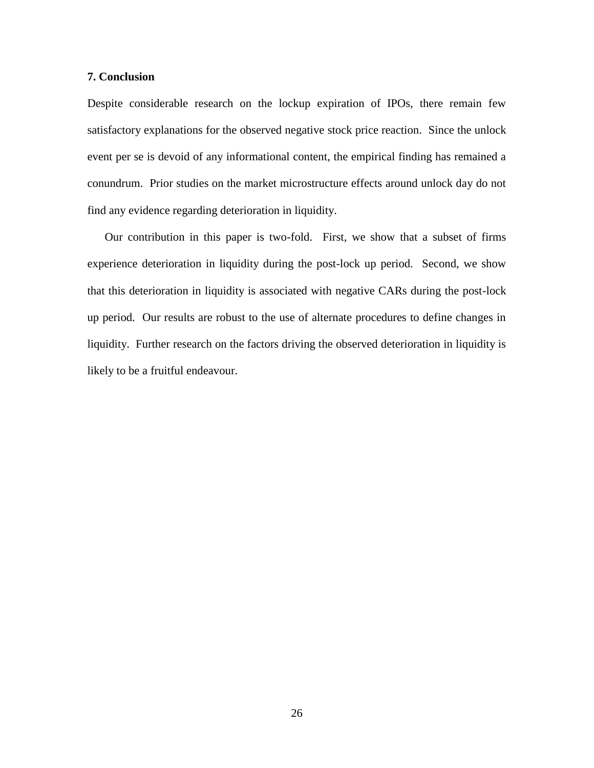## 7. Conclusion

Despite considerable research on the lockup expiration of IPOs, there remain few satisfactory explanations for the observed negative stock price reaction. Since the unlock event per se is devoid of any informational content, the empirical finding has remained a conundrum. Prior studies on the market microstructure effects around unlock day do not find any evidence regarding deterioration in liquidity.

Our contribution in this paper is two-fold. First, we show that a subset of firms experience deterioration in liquidity during the post-lock up period. Second, we show that this deterioration in liquidity is associated with negative CARs during the post-lock up period. Our results are robust to the use of alternate procedures to define changes in liquidity. Further research on the factors driving the observed deterioration in liquidity is likely to be a fruitful endeavour.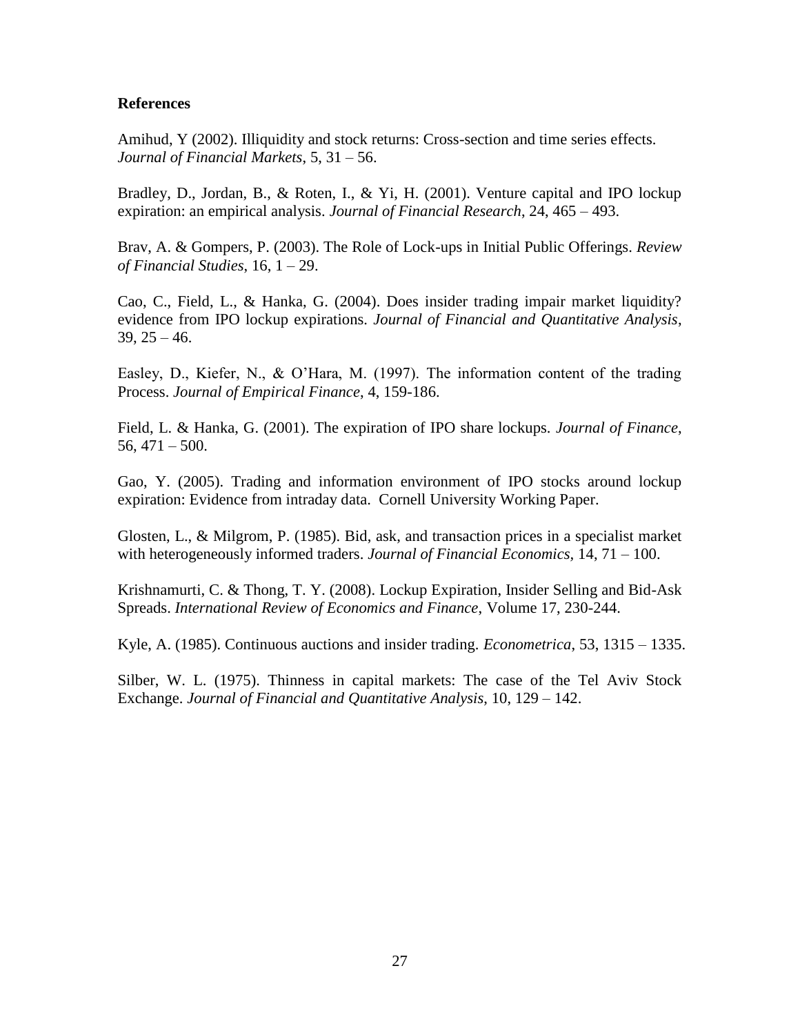**References**

Amihud, Y (2002). Illiquidity and stock returns: Cross-section and time series effects. *Journal of Financial Markets*, 5, 31 – 56.

Bradley, D., Jordan, B., & Roten, I., & Yi, H. (2001). Venture capital and IPO lockup expiration: an empirical analysis. *Journal of Financial Research*, 24, 465 – 493.

Brav, A. & Gompers, P. (2003). The Role of Lock-ups in Initial Public Offerings. *Review of Financial Studies*, 16, 1 – 29.

Cao, C., Field, L., & Hanka, G. (2004). Does insider trading impair market liquidity? evidence from IPO lockup expirations. *Journal of Financial and Quantitative Analysis*, 39, 25 – 46.

Easley, D., Kiefer, N., & O'Hara, M. (1997). The information content of the trading Process. *Journal of Empirical Finance*, 4, 159-186.

Field, L. & Hanka, G. (2001). The expiration of IPO share lockups. *Journal of Finance*, 56, 471 – 500.

Gao, Y. (2005). Trading and information environment of IPO stocks around lockup expiration: Evidence from intraday data. Cornell University Working Paper.

Glosten, L., & Milgrom, P. (1985). Bid, ask, and transaction prices in a specialist market with heterogeneously informed traders. *Journal of Financial Economics*, 14, 71 – 100.

Krishnamurti, C. & Thong, T. Y. (2008). Lockup Expiration, Insider Selling and Bid-Ask Spreads. *International Review of Economics and Finance*, Volume 17, 230-244.

Kyle, A. (1985). Continuous auctions and insider trading. *Econometrica*, 53, 1315 – 1335.

Silber, W. L. (1975). Thinness in capital markets: The case of the Tel Aviv Stock Exchange. *Journal of Financial and Quantitative Analysis*, 10, 129 – 142.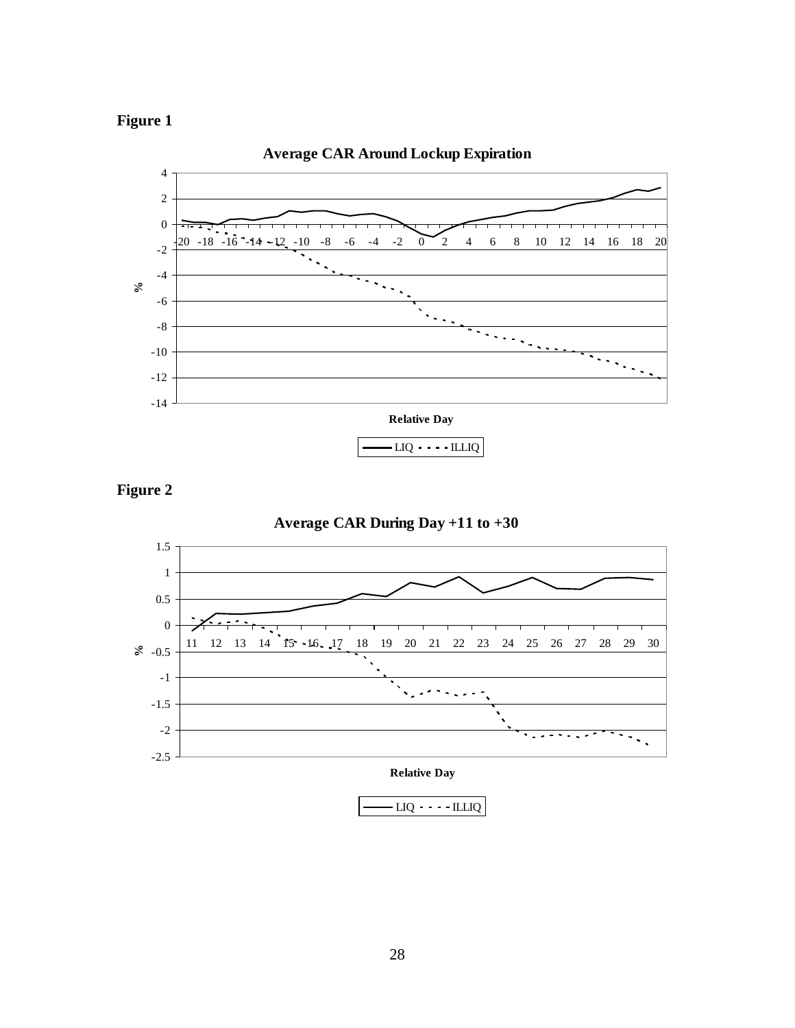**Figure 1**

**Average CAR Around Lockup Expiration**

**Figure 2**

**Average CAR During Day +11 to +30**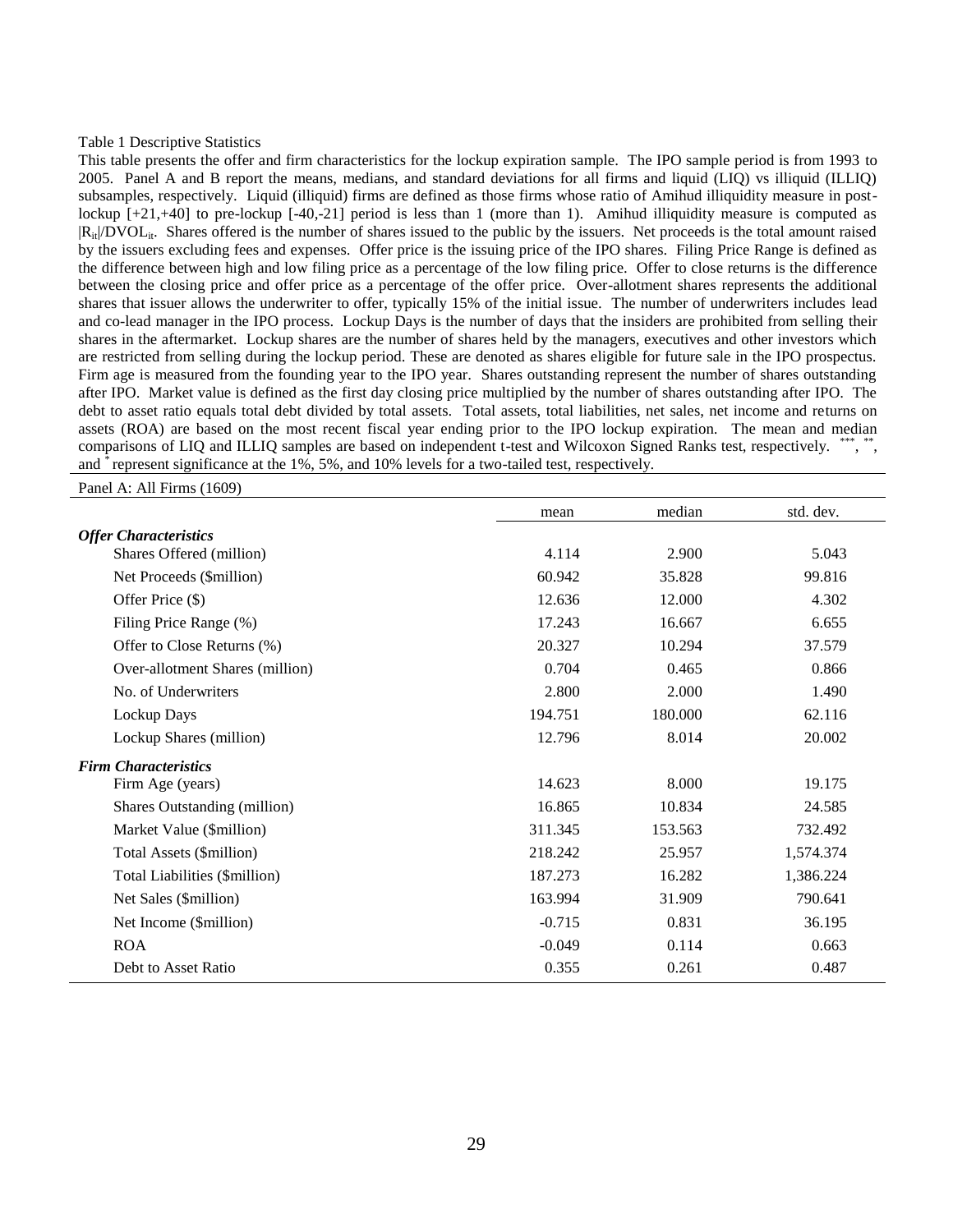Table 1 Descriptive Statistics

This table presents the offer and firm characteristics for the lockup expiration sample. The IPO sample period is from 1993 to 2005. Panel A and B report the means, medians, and standard deviations for all firms and liquid (LIQ) vs illiquid (ILLIQ) subsamples, respectively. Liquid (illiquid) firms are defined as those firms whose ratio of Amihud illiquidity measure in post-lockup [+21,+40] to pre-lockup [-40,-21] period is less than 1 (more than 1). Amihud illiquidity measure is computed as $|R_{it}|/DVOL_{it}$. Shares offered is the number of shares issued to the public by the issuers. Net proceeds is the total amount raised by the issuers excluding fees and expenses. Offer price is the issuing price of the IPO shares. Filing Price Range is defined as the difference between high and low filing price as a percentage of the low filing price. Offer to close returns is the difference between the closing price and offer price as a percentage of the offer price. Over-allotment shares represents the additional shares that issuer allows the underwriter to offer, typically 15% of the initial issue. The number of underwriters includes lead and co-lead manager in the IPO process. Lockup Days is the number of days that the insiders are prohibited from selling their shares in the aftermarket. Lockup shares are the number of shares held by the managers, executives and other investors which are restricted from selling during the lockup period. These are denoted as shares eligible for future sale in the IPO prospectus. Firm age is measured from the founding year to the IPO year. Shares outstanding represent the number of shares outstanding after IPO. Market value is defined as the first day closing price multiplied by the number of shares outstanding after IPO. The debt to asset ratio equals total debt divided by total assets. Total assets, total liabilities, net sales, net income and returns on assets (ROA) are based on the most recent fiscal year ending prior to the IPO lockup expiration. The mean and median comparisons of LIQ and ILLIQ samples are based on independent t-test and Wilcoxon Signed Ranks test, respectively. ***, **, and * represent significance at the 1%, 5%, and 10% levels for a two-tailed test, respectively.

Panel A: All Firms (1609)

| | mean | median | std. dev. |
|---|---|---|---|
| ***Offer Characteristics*** | | | |
| Shares Offered (million) | 4.114 | 2.900 | 5.043 |
| Net Proceeds ($million) | 60.942 | 35.828 | 99.816 |
| Offer Price ($) | 12.636 | 12.000 | 4.302 |
| Filing Price Range (%) | 17.243 | 16.667 | 6.655 |
| Offer to Close Returns (%) | 20.327 | 10.294 | 37.579 |
| Over-allotment Shares (million) | 0.704 | 0.465 | 0.866 |
| No. of Underwriters | 2.800 | 2.000 | 1.490 |
| Lockup Days | 194.751 | 180.000 | 62.116 |
| Lockup Shares (million) | 12.796 | 8.014 | 20.002 |
| ***Firm Characteristics*** | | | |
| Firm Age (years) | 14.623 | 8.000 | 19.175 |
| Shares Outstanding (million) | 16.865 | 10.834 | 24.585 |
| Market Value ($million) | 311.345 | 153.563 | 732.492 |
| Total Assets ($million) | 218.242 | 25.957 | 1,574.374 |
| Total Liabilities ($million) | 187.273 | 16.282 | 1,386.224 |
| Net Sales ($million) | 163.994 | 31.909 | 790.641 |
| Net Income ($million) | -0.715 | 0.831 | 36.195 |
| ROA | -0.049 | 0.114 | 0.663 |
| Debt to Asset Ratio | 0.355 | 0.261 | 0.487 |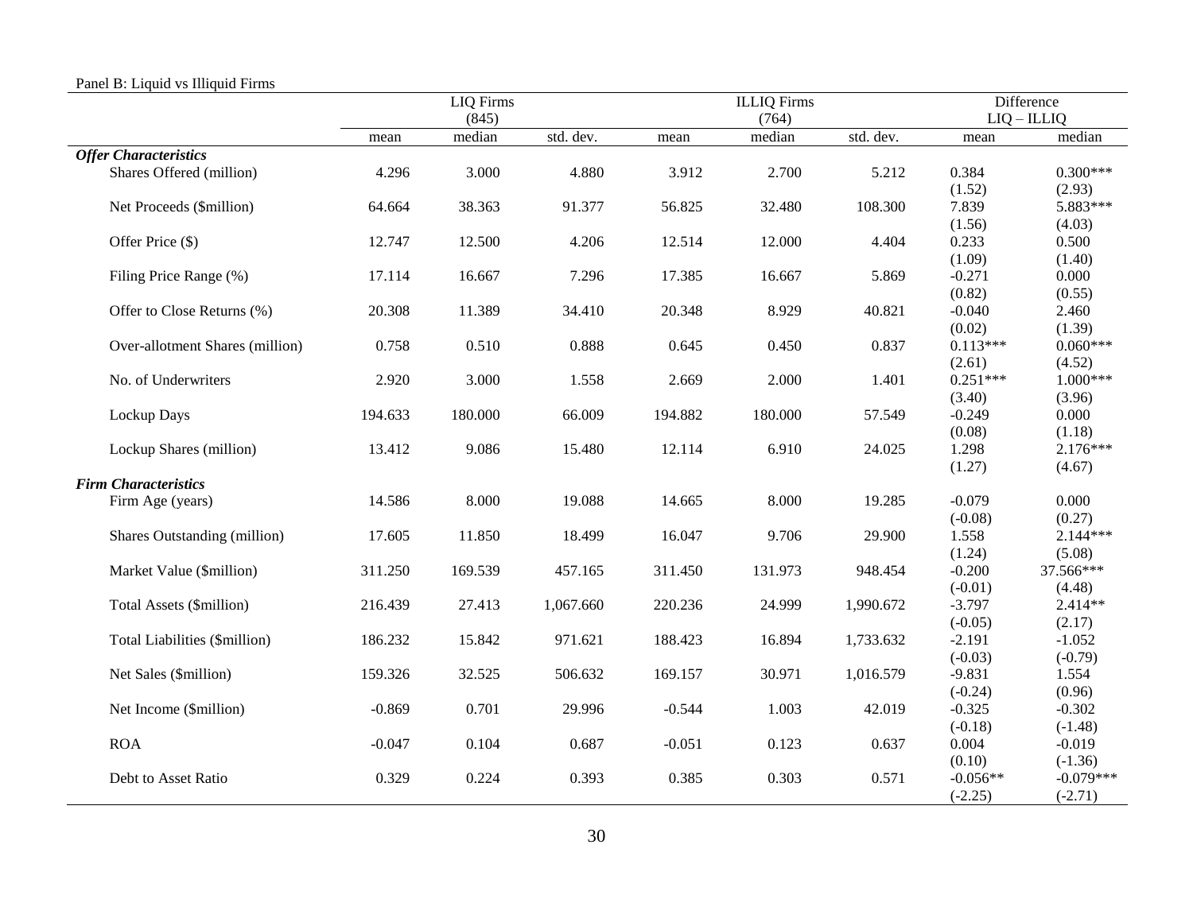Panel B: Liquid vs Illiquid Firms

| | LIQ Firms (845) | | | ILLIQ Firms (764) | | | Difference LIQ – ILLIQ | |
|---|---|---|---|---|---|---|---|---|
| | mean | median | std. dev. | mean | median | std. dev. | mean | median |
| ***Offer Characteristics*** | | | | | | | | |
| Shares Offered (million) | 4.296 | 3.000 | 4.880 | 3.912 | 2.700 | 5.212 | 0.384 | 0.300*** |
| | | | | | | | (1.52) | (2.93) |
| Net Proceeds ($million) | 64.664 | 38.363 | 91.377 | 56.825 | 32.480 | 108.300 | 7.839 | 5.883*** |
| | | | | | | | (1.56) | (4.03) |
| Offer Price ($) | 12.747 | 12.500 | 4.206 | 12.514 | 12.000 | 4.404 | 0.233 | 0.500 |
| | | | | | | | (1.09) | (1.40) |
| Filing Price Range (%) | 17.114 | 16.667 | 7.296 | 17.385 | 16.667 | 5.869 | -0.271 | 0.000 |
| | | | | | | | (0.82) | (0.55) |
| Offer to Close Returns (%) | 20.308 | 11.389 | 34.410 | 20.348 | 8.929 | 40.821 | -0.040 | 2.460 |
| | | | | | | | (0.02) | (1.39) |
| Over-allotment Shares (million) | 0.758 | 0.510 | 0.888 | 0.645 | 0.450 | 0.837 | 0.113*** | 0.060*** |
| | | | | | | | (2.61) | (4.52) |
| No. of Underwriters | 2.920 | 3.000 | 1.558 | 2.669 | 2.000 | 1.401 | 0.251*** | 1.000*** |
| | | | | | | | (3.40) | (3.96) |
| Lockup Days | 194.633 | 180.000 | 66.009 | 194.882 | 180.000 | 57.549 | -0.249 | 0.000 |
| | | | | | | | (0.08) | (1.18) |
| Lockup Shares (million) | 13.412 | 9.086 | 15.480 | 12.114 | 6.910 | 24.025 | 1.298 | 2.176*** |
| | | | | | | | (1.27) | (4.67) |
| ***Firm Characteristics*** | | | | | | | | |
| Firm Age (years) | 14.586 | 8.000 | 19.088 | 14.665 | 8.000 | 19.285 | -0.079 | 0.000 |
| | | | | | | | (-0.08) | (0.27) |
| Shares Outstanding (million) | 17.605 | 11.850 | 18.499 | 16.047 | 9.706 | 29.900 | 1.558 | 2.144*** |
| | | | | | | | (1.24) | (5.08) |
| Market Value ($million) | 311.250 | 169.539 | 457.165 | 311.450 | 131.973 | 948.454 | -0.200 | 37.566*** |
| | | | | | | | (-0.01) | (4.48) |
| Total Assets ($million) | 216.439 | 27.413 | 1,067.660 | 220.236 | 24.999 | 1,990.672 | -3.797 | 2.414** |
| | | | | | | | (-0.05) | (2.17) |
| Total Liabilities ($million) | 186.232 | 15.842 | 971.621 | 188.423 | 16.894 | 1,733.632 | -2.191 | -1.052 |
| | | | | | | | (-0.03) | (-0.79) |
| Net Sales ($million) | 159.326 | 32.525 | 506.632 | 169.157 | 30.971 | 1,016.579 | -9.831 | 1.554 |
| | | | | | | | (-0.24) | (0.96) |
| Net Income ($million) | -0.869 | 0.701 | 29.996 | -0.544 | 1.003 | 42.019 | -0.325 | -0.302 |
| | | | | | | | (-0.18) | (-1.48) |
| ROA | -0.047 | 0.104 | 0.687 | -0.051 | 0.123 | 0.637 | 0.004 | -0.019 |
| | | | | | | | (0.10) | (-1.36) |
| Debt to Asset Ratio | 0.329 | 0.224 | 0.393 | 0.385 | 0.303 | 0.571 | -0.056** | -0.079*** |
| | | | | | | | (-2.25) | (-2.71) |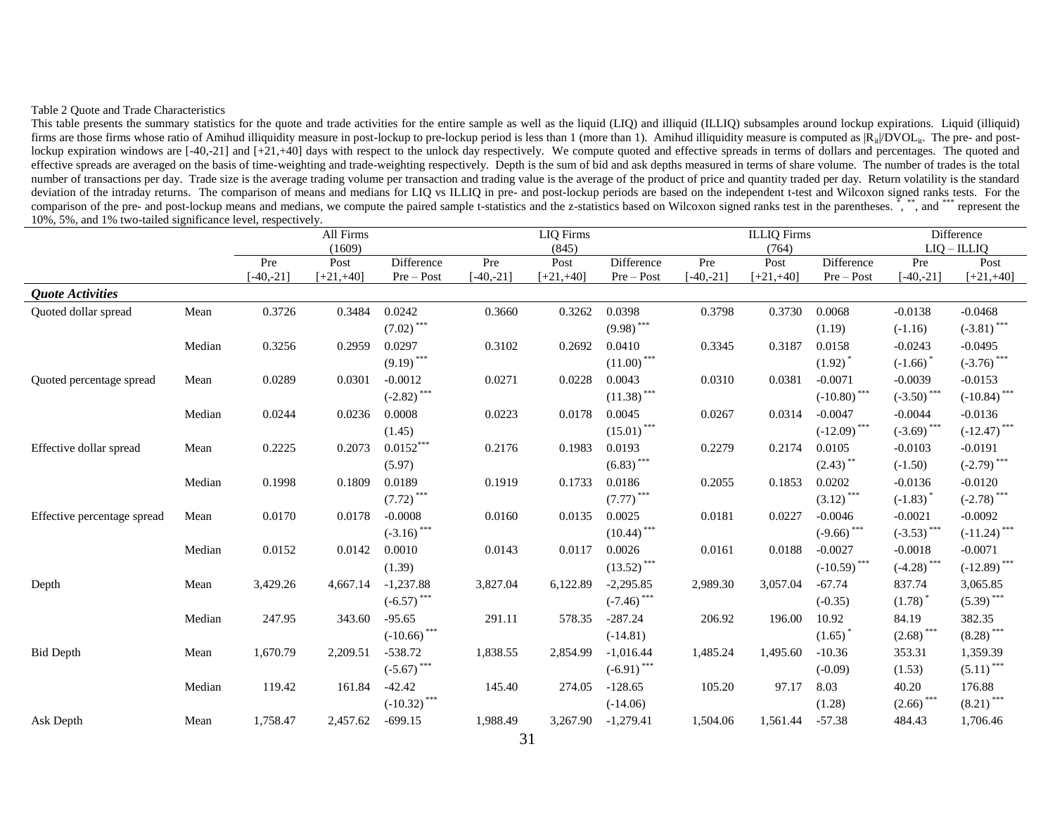Table 2 Quote and Trade Characteristics

This table presents the summary statistics for the quote and trade activities for the entire sample as well as the liquid (LIQ) and illiquid (ILLIQ) subsamples around lockup expirations. Liquid (illiquid) firms are those firms whose ratio of Amihud illiquidity measure in post-lockup to pre-lockup period is less than 1 (more than 1). Amihud illiquidity measure is computed as $|R_{it}|/DVOL_{it}$. The pre- and post-lockup expiration windows are [-40,-21] and [+21,+40] days with respect to the unlock day respectively. We compute quoted and effective spreads in terms of dollars and percentages. The quoted and effective spreads are averaged on the basis of time-weighting and trade-weighting respectively. Depth is the sum of bid and ask depths measured in terms of share volume. The number of trades is the total number of transactions per day. Trade size is the average trading volume per transaction and trading value is the average of the product of price and quantity traded per day. Return volatility is the standard deviation of the intraday returns. The comparison of means and medians for LIQ vs ILLIQ in pre- and post-lockup periods are based on the independent t-test and Wilcoxon signed ranks tests. For the comparison of the pre- and post-lockup means and medians, we compute the paired sample t-statistics and the z-statistics based on Wilcoxon signed ranks test in the parentheses. *, **, and *** represent the 10%, 5%, and 1% two-tailed significance level, respectively.

| | | All Firms (1609) | | | LIQ Firms (845) | | | ILLIQ Firms (764) | | | Difference LIQ – ILLIQ | |
|---|---|---|---|---|---|---|---|---|---|---|---|---|
| | | Pre [-40,-21] | Post [+21,+40] | Difference Pre – Post | Pre [-40,-21] | Post [+21,+40] | Difference Pre – Post | Pre [-40,-21] | Post [+21,+40] | Difference Pre – Post | Pre [-40,-21] | Post [+21,+40] |
| ***Quote Activities*** | | | | | | | | | | | | |
| Quoted dollar spread | Mean | 0.3726 | 0.3484 | 0.0242 | 0.3660 | 0.3262 | 0.0398 | 0.3798 | 0.3730 | 0.0068 | -0.0138 | -0.0468 |
| | | | | (7.02)*** | | | (9.98)*** | | | (1.19) | (-1.16) | (-3.81)*** |
| | Median | 0.3256 | 0.2959 | 0.0297 | 0.3102 | 0.2692 | 0.0410 | 0.3345 | 0.3187 | 0.0158 | -0.0243 | -0.0495 |
| | | | | (9.19)*** | | | (11.00)*** | | | (1.92)* | (-1.66)* | (-3.76)*** |
| Quoted percentage spread | Mean | 0.0289 | 0.0301 | -0.0012 | 0.0271 | 0.0228 | 0.0043 | 0.0310 | 0.0381 | -0.0071 | -0.0039 | -0.0153 |
| | | | | (-2.82)*** | | | (11.38)*** | | | (-10.80)*** | (-3.50)*** | (-10.84)*** |
| | Median | 0.0244 | 0.0236 | 0.0008 | 0.0223 | 0.0178 | 0.0045 | 0.0267 | 0.0314 | -0.0047 | -0.0044 | -0.0136 |
| | | | | (1.45) | | | (15.01)*** | | | (-12.09)*** | (-3.69)*** | (-12.47)*** |
| Effective dollar spread | Mean | 0.2225 | 0.2073 | 0.0152*** | 0.2176 | 0.1983 | 0.0193 | 0.2279 | 0.2174 | 0.0105 | -0.0103 | -0.0191 |
| | | | | (5.97) | | | (6.83)*** | | | (2.43)** | (-1.50) | (-2.79)*** |
| | Median | 0.1998 | 0.1809 | 0.0189 | 0.1919 | 0.1733 | 0.0186 | 0.2055 | 0.1853 | 0.0202 | -0.0136 | -0.0120 |
| | | | | (7.72)*** | | | (7.77)*** | | | (3.12)*** | (-1.83)* | (-2.78)*** |
| Effective percentage spread | Mean | 0.0170 | 0.0178 | -0.0008 | 0.0160 | 0.0135 | 0.0025 | 0.0181 | 0.0227 | -0.0046 | -0.0021 | -0.0092 |
| | | | | (-3.16)*** | | | (10.44)*** | | | (-9.66)*** | (-3.53)*** | (-11.24)*** |
| | Median | 0.0152 | 0.0142 | 0.0010 | 0.0143 | 0.0117 | 0.0026 | 0.0161 | 0.0188 | -0.0027 | -0.0018 | -0.0071 |
| | | | | (1.39) | | | (13.52)*** | | | (-10.59)*** | (-4.28)*** | (-12.89)*** |
| Depth | Mean | 3,429.26 | 4,667.14 | -1,237.88 | 3,827.04 | 6,122.89 | -2,295.85 | 2,989.30 | 3,057.04 | -67.74 | 837.74 | 3,065.85 |
| | | | | (-6.57)*** | | | (-7.46)*** | | | (-0.35) | (1.78)* | (5.39)*** |
| | Median | 247.95 | 343.60 | -95.65 | 291.11 | 578.35 | -287.24 | 206.92 | 196.00 | 10.92 | 84.19 | 382.35 |
| | | | | (-10.66)*** | | | (-14.81) | | | (1.65)* | (2.68)*** | (8.28)*** |
| Bid Depth | Mean | 1,670.79 | 2,209.51 | -538.72 | 1,838.55 | 2,854.99 | -1,016.44 | 1,485.24 | 1,495.60 | -10.36 | 353.31 | 1,359.39 |
| | | | | (-5.67)*** | | | (-6.91)*** | | | (-0.09) | (1.53) | (5.11)*** |
| | Median | 119.42 | 161.84 | -42.42 | 145.40 | 274.05 | -128.65 | 105.20 | 97.17 | 8.03 | 40.20 | 176.88 |
| | | | | (-10.32)*** | | | (-14.06) | | | (1.28) | (2.66)*** | (8.21)*** |
| Ask Depth | Mean | 1,758.47 | 2,457.62 | -699.15 | 1,988.49 | 3,267.90 | -1,279.41 | 1,504.06 | 1,561.44 | -57.38 | 484.43 | 1,706.46 |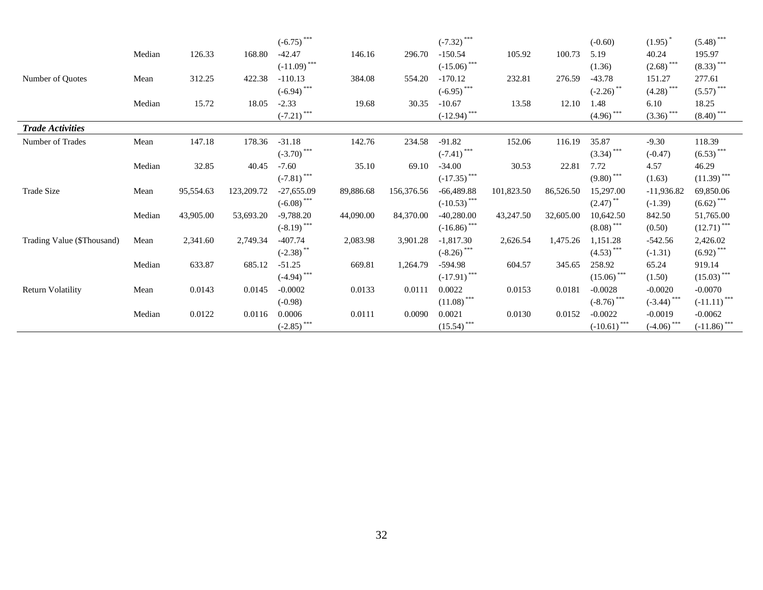| | | | | | | | | | | | | |
|---|---|---|---|---|---|---|---|---|---|---|---|---|
| | | | | $(-6.75)^{***}$ | | | $(-7.32)^{***}$ | | | $(-0.60)$ | $(1.95)^{*}$ | $(5.48)^{***}$ |
| | Median | 126.33 | 168.80 | -42.47 | 146.16 | 296.70 | -150.54 | 105.92 | 100.73 | 5.19 | 40.24 | 195.97 |
| | | | | $(-11.09)^{***}$ | | | $(-15.06)^{***}$ | | | $(1.36)$ | $(2.68)^{***}$ | $(8.33)^{***}$ |
| Number of Quotes | Mean | 312.25 | 422.38 | -110.13 | 384.08 | 554.20 | -170.12 | 232.81 | 276.59 | -43.78 | 151.27 | 277.61 |
| | | | | $(-6.94)^{***}$ | | | $(-6.95)^{***}$ | | | $(-2.26)^{**}$ | $(4.28)^{***}$ | $(5.57)^{***}$ |
| | Median | 15.72 | 18.05 | -2.33 | 19.68 | 30.35 | -10.67 | 13.58 | 12.10 | 1.48 | 6.10 | 18.25 |
| | | | | $(-7.21)^{***}$ | | | $(-12.94)^{***}$ | | | $(4.96)^{***}$ | $(3.36)^{***}$ | $(8.40)^{***}$ |
| ***Trade Activities*** | | | | | | | | | | | | |
| Number of Trades | Mean | 147.18 | 178.36 | -31.18 | 142.76 | 234.58 | -91.82 | 152.06 | 116.19 | 35.87 | -9.30 | 118.39 |
| | | | | $(-3.70)^{***}$ | | | $(-7.41)^{***}$ | | | $(3.34)^{***}$ | $(-0.47)$ | $(6.53)^{***}$ |
| | Median | 32.85 | 40.45 | -7.60 | 35.10 | 69.10 | -34.00 | 30.53 | 22.81 | 7.72 | 4.57 | 46.29 |
| | | | | $(-7.81)^{***}$ | | | $(-17.35)^{***}$ | | | $(9.80)^{***}$ | $(1.63)$ | $(11.39)^{***}$ |
| Trade Size | Mean | 95,554.63 | 123,209.72 | -27,655.09 | 89,886.68 | 156,376.56 | -66,489.88 | 101,823.50 | 86,526.50 | 15,297.00 | -11,936.82 | 69,850.06 |
| | | | | $(-6.08)^{***}$ | | | $(-10.53)^{***}$ | | | $(2.47)^{**}$ | $(-1.39)$ | $(6.62)^{***}$ |
| | Median | 43,905.00 | 53,693.20 | -9,788.20 | 44,090.00 | 84,370.00 | -40,280.00 | 43,247.50 | 32,605.00 | 10,642.50 | 842.50 | 51,765.00 |
| | | | | $(-8.19)^{***}$ | | | $(-16.86)^{***}$ | | | $(8.08)^{***}$ | $(0.50)$ | $(12.71)^{***}$ |
| Trading Value ($Thousand) | Mean | 2,341.60 | 2,749.34 | -407.74 | 2,083.98 | 3,901.28 | -1,817.30 | 2,626.54 | 1,475.26 | 1,151.28 | -542.56 | 2,426.02 |
| | | | | $(-2.38)^{**}$ | | | $(-8.26)^{***}$ | | | $(4.53)^{***}$ | $(-1.31)$ | $(6.92)^{***}$ |
| | Median | 633.87 | 685.12 | -51.25 | 669.81 | 1,264.79 | -594.98 | 604.57 | 345.65 | 258.92 | 65.24 | 919.14 |
| | | | | $(-4.94)^{***}$ | | | $(-17.91)^{***}$ | | | $(15.06)^{***}$ | $(1.50)$ | $(15.03)^{***}$ |
| Return Volatility | Mean | 0.0143 | 0.0145 | -0.0002 | 0.0133 | 0.0111 | 0.0022 | 0.0153 | 0.0181 | -0.0028 | -0.0020 | -0.0070 |
| | | | | $(-0.98)$ | | | $(11.08)^{***}$ | | | $(-8.76)^{***}$ | $(-3.44)^{***}$ | $(-11.11)^{***}$ |
| | Median | 0.0122 | 0.0116 | 0.0006 | 0.0111 | 0.0090 | 0.0021 | 0.0130 | 0.0152 | -0.0022 | -0.0019 | -0.0062 |
| | | | | $(-2.85)^{***}$ | | | $(15.54)^{***}$ | | | $(-10.61)^{***}$ | $(-4.06)^{***}$ | $(-11.86)^{***}$ |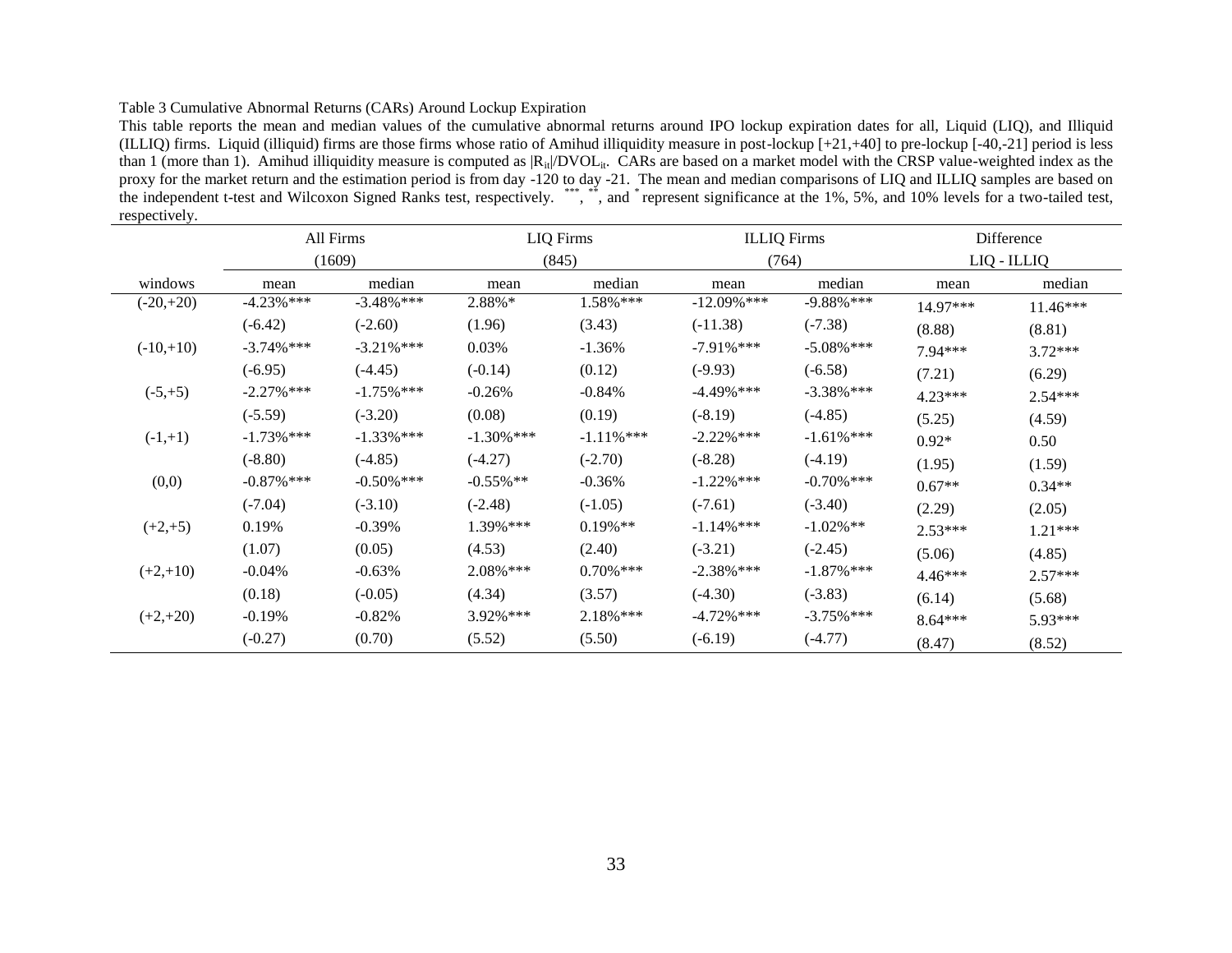Table 3 Cumulative Abnormal Returns (CARs) Around Lockup Expiration

This table reports the mean and median values of the cumulative abnormal returns around IPO lockup expiration dates for all, Liquid (LIQ), and Illiquid (ILLIQ) firms. Liquid (illiquid) firms are those firms whose ratio of Amihud illiquidity measure in post-lockup [+21,+40] to pre-lockup [-40,-21] period is less than 1 (more than 1). Amihud illiquidity measure is computed as $|R_{it}|/DVOL_{it}$. CARs are based on a market model with the CRSP value-weighted index as the proxy for the market return and the estimation period is from day -120 to day -21. The mean and median comparisons of LIQ and ILLIQ samples are based on the independent t-test and Wilcoxon Signed Ranks test, respectively. ***, **, and * represent significance at the 1%, 5%, and 10% levels for a two-tailed test, respectively.

| | All Firms (1609) | | LIQ Firms (845) | | ILLIQ Firms (764) | | Difference LIQ - ILLIQ | |
|---|---|---|---|---|---|---|---|---|
| windows | mean | median | mean | median | mean | median | mean | median |
| (-20,+20) | -4.23%*** | -3.48%*** | 2.88%* | 1.58%*** | -12.09%*** | -9.88%*** | 14.97*** | 11.46*** |
| | (-6.42) | (-2.60) | (1.96) | (3.43) | (-11.38) | (-7.38) | (8.88) | (8.81) |
| (-10,+10) | -3.74%*** | -3.21%*** | 0.03% | -1.36% | -7.91%*** | -5.08%*** | 7.94*** | 3.72*** |
| | (-6.95) | (-4.45) | (-0.14) | (0.12) | (-9.93) | (-6.58) | (7.21) | (6.29) |
| (-5,+5) | -2.27%*** | -1.75%*** | -0.26% | -0.84% | -4.49%*** | -3.38%*** | 4.23*** | 2.54*** |
| | (-5.59) | (-3.20) | (0.08) | (0.19) | (-8.19) | (-4.85) | (5.25) | (4.59) |
| (-1,+1) | -1.73%*** | -1.33%*** | -1.30%*** | -1.11%*** | -2.22%*** | -1.61%*** | 0.92* | 0.50 |
| | (-8.80) | (-4.85) | (-4.27) | (-2.70) | (-8.28) | (-4.19) | (1.95) | (1.59) |
| (0,0) | -0.87%*** | -0.50%*** | -0.55%** | -0.36% | -1.22%*** | -0.70%*** | 0.67** | 0.34** |
| | (-7.04) | (-3.10) | (-2.48) | (-1.05) | (-7.61) | (-3.40) | (2.29) | (2.05) |
| (+2,+5) | 0.19% | -0.39% | 1.39%*** | 0.19%** | -1.14%*** | -1.02%** | 2.53*** | 1.21*** |
| | (1.07) | (0.05) | (4.53) | (2.40) | (-3.21) | (-2.45) | (5.06) | (4.85) |
| (+2,+10) | -0.04% | -0.63% | 2.08%*** | 0.70%*** | -2.38%*** | -1.87%*** | 4.46*** | 2.57*** |
| | (0.18) | (-0.05) | (4.34) | (3.57) | (-4.30) | (-3.83) | (6.14) | (5.68) |
| (+2,+20) | -0.19% | -0.82% | 3.92%*** | 2.18%*** | -4.72%*** | -3.75%*** | 8.64*** | 5.93*** |
| | (-0.27) | (0.70) | (5.52) | (5.50) | (-6.19) | (-4.77) | (8.47) | (8.52) |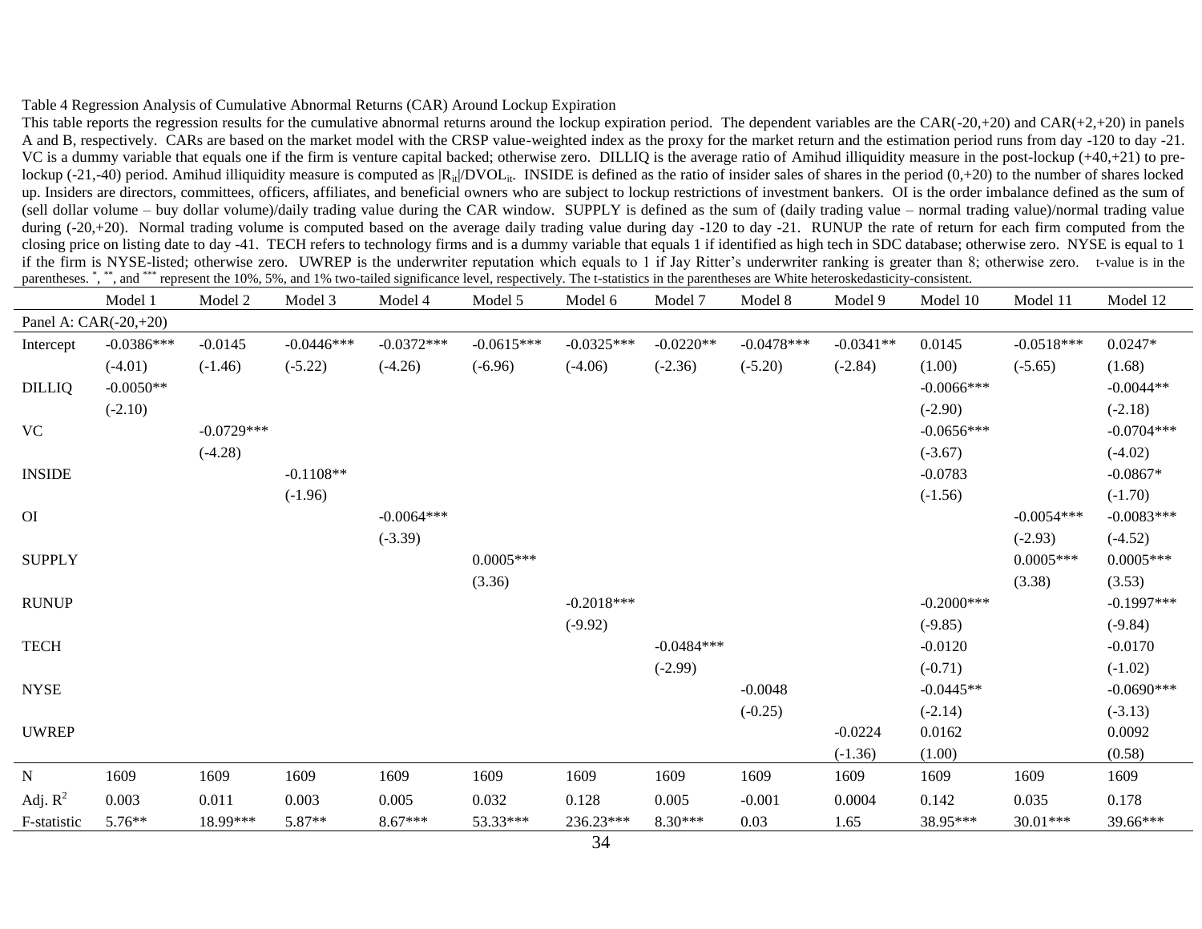Table 4 Regression Analysis of Cumulative Abnormal Returns (CAR) Around Lockup Expiration

This table reports the regression results for the cumulative abnormal returns around the lockup expiration period. The dependent variables are the CAR(-20,+20) and CAR(+2,+20) in panels A and B, respectively. CARs are based on the market model with the CRSP value-weighted index as the proxy for the market return and the estimation period runs from day -120 to day -21. VC is a dummy variable that equals one if the firm is venture capital backed; otherwise zero. DILLIQ is the average ratio of Amihud illiquidity measure in the post-lockup (+40,+21) to pre-lockup (-21,-40) period. Amihud illiquidity measure is computed as $|R_{it}|/DVOL_{it}$. INSIDE is defined as the ratio of insider sales of shares in the period (0,+20) to the number of shares locked up. Insiders are directors, committees, officers, affiliates, and beneficial owners who are subject to lockup restrictions of investment bankers. OI is the order imbalance defined as the sum of (sell dollar volume – buy dollar volume)/daily trading value during the CAR window. SUPPLY is defined as the sum of (daily trading value – normal trading value)/normal trading value during (-20,+20). Normal trading volume is computed based on the average daily trading value during day -120 to day -21. RUNUP the rate of return for each firm computed from the closing price on listing date to day -41. TECH refers to technology firms and is a dummy variable that equals 1 if identified as high tech in SDC database; otherwise zero. NYSE is equal to 1 if the firm is NYSE-listed; otherwise zero. UWREP is the underwriter reputation which equals to 1 if Jay Ritter's underwriter ranking is greater than 8; otherwise zero. t-value is in the parentheses. *, **, and *** represent the 10%, 5%, and 1% two-tailed significance level, respectively. The t-statistics in the parentheses are White heteroskedasticity-consistent.

| | Model 1 | Model 2 | Model 3 | Model 4 | Model 5 | Model 6 | Model 7 | Model 8 | Model 9 | Model 10 | Model 11 | Model 12 |
|---|---|---|---|---|---|---|---|---|---|---|---|---|
| Panel A: CAR(-20,+20) | | | | | | | | | | | | |
| Intercept | -0.0386*** | -0.0145 | -0.0446*** | -0.0372*** | -0.0615*** | -0.0325*** | -0.0220** | -0.0478*** | -0.0341** | 0.0145 | -0.0518*** | 0.0247* |
| | (-4.01) | (-1.46) | (-5.22) | (-4.26) | (-6.96) | (-4.06) | (-2.36) | (-5.20) | (-2.84) | (1.00) | (-5.65) | (1.68) |
| DILLIQ | -0.0050** | | | | | | | | | -0.0066*** | | -0.0044** |
| | (-2.10) | | | | | | | | | (-2.90) | | (-2.18) |
| VC | | -0.0729*** | | | | | | | | -0.0656*** | | -0.0704*** |
| | | (-4.28) | | | | | | | | (-3.67) | | (-4.02) |
| INSIDE | | | -0.1108** | | | | | | | -0.0783 | | -0.0867* |
| | | | (-1.96) | | | | | | | (-1.56) | | (-1.70) |
| OI | | | | -0.0064*** | | | | | | | -0.0054*** | -0.0083*** |
| | | | | (-3.39) | | | | | | | (-2.93) | (-4.52) |
| SUPPLY | | | | | 0.0005*** | | | | | | 0.0005*** | 0.0005*** |
| | | | | | (3.36) | | | | | | (3.38) | (3.53) |
| RUNUP | | | | | | -0.2018*** | | | | -0.2000*** | | -0.1997*** |
| | | | | | | (-9.92) | | | | (-9.85) | | (-9.84) |
| TECH | | | | | | | -0.0484*** | | | -0.0120 | | -0.0170 |
| | | | | | | | (-2.99) | | | (-0.71) | | (-1.02) |
| NYSE | | | | | | | | -0.0048 | | -0.0445** | | -0.0690*** |
| | | | | | | | | (-0.25) | | (-2.14) | | (-3.13) |
| UWREP | | | | | | | | | -0.0224 | 0.0162 | | 0.0092 |
| | | | | | | | | | (-1.36) | (1.00) | | (0.58) |
| N | 1609 | 1609 | 1609 | 1609 | 1609 | 1609 | 1609 | 1609 | 1609 | 1609 | 1609 | 1609 |
| Adj. $R^2$ | 0.003 | 0.011 | 0.003 | 0.005 | 0.032 | 0.128 | 0.005 | -0.001 | 0.0004 | 0.142 | 0.035 | 0.178 |
| F-statistic | 5.76** | 18.99*** | 5.87** | 8.67*** | 53.33*** | 236.23*** | 8.30*** | 0.03 | 1.65 | 38.95*** | 30.01*** | 39.66*** |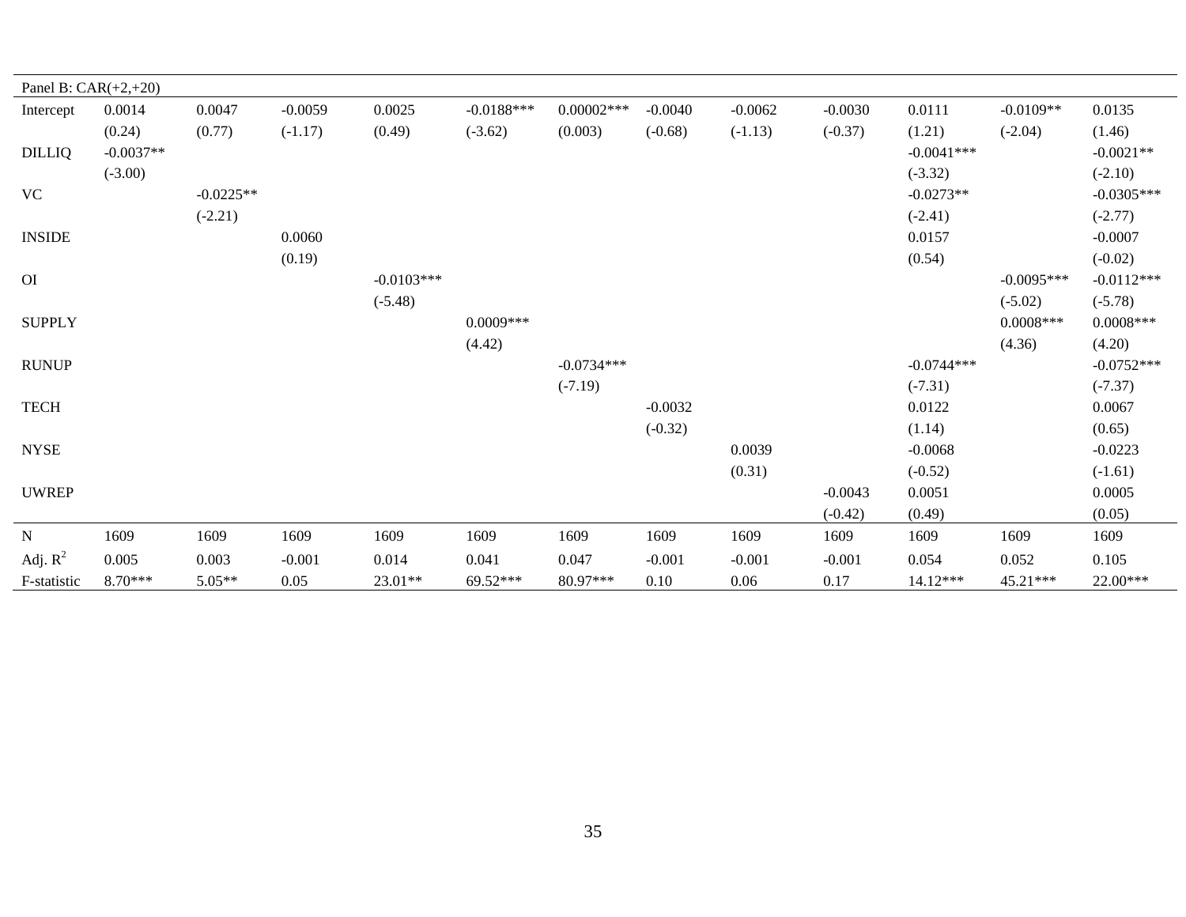| Panel B: CAR(+2,+20) | | | | | | | | | | | | |
|---|---|---|---|---|---|---|---|---|---|---|---|---|
| Intercept | 0.0014 | 0.0047 | -0.0059 | 0.0025 | -0.0188*** | 0.00002*** | -0.0040 | -0.0062 | -0.0030 | 0.0111 | -0.0109** | 0.0135 |
| | (0.24) | (0.77) | (-1.17) | (0.49) | (-3.62) | (0.003) | (-0.68) | (-1.13) | (-0.37) | (1.21) | (-2.04) | (1.46) |
| DILLIQ | -0.0037** | | | | | | | | | -0.0041*** | | -0.0021** |
| | (-3.00) | | | | | | | | | (-3.32) | | (-2.10) |
| VC | | -0.0225** | | | | | | | | -0.0273** | | -0.0305*** |
| | | (-2.21) | | | | | | | | (-2.41) | | (-2.77) |
| INSIDE | | | 0.0060 | | | | | | | 0.0157 | | -0.0007 |
| | | | (0.19) | | | | | | | (0.54) | | (-0.02) |
| OI | | | | -0.0103*** | | | | | | | -0.0095*** | -0.0112*** |
| | | | | (-5.48) | | | | | | | (-5.02) | (-5.78) |
| SUPPLY | | | | | 0.0009*** | | | | | | 0.0008*** | 0.0008*** |
| | | | | | (4.42) | | | | | | (4.36) | (4.20) |
| RUNUP | | | | | | -0.0734*** | | | | -0.0744*** | | -0.0752*** |
| | | | | | | (-7.19) | | | | (-7.31) | | (-7.37) |
| TECH | | | | | | | -0.0032 | | | 0.0122 | | 0.0067 |
| | | | | | | | (-0.32) | | | (1.14) | | (0.65) |
| NYSE | | | | | | | | 0.0039 | | -0.0068 | | -0.0223 |
| | | | | | | | | (0.31) | | (-0.52) | | (-1.61) |
| UWREP | | | | | | | | | -0.0043 | 0.0051 | | 0.0005 |
| | | | | | | | | | (-0.42) | (0.49) | | (0.05) |
| N | 1609 | 1609 | 1609 | 1609 | 1609 | 1609 | 1609 | 1609 | 1609 | 1609 | 1609 | 1609 |
| Adj. $R^2$ | 0.005 | 0.003 | -0.001 | 0.014 | 0.041 | 0.047 | -0.001 | -0.001 | -0.001 | 0.054 | 0.052 | 0.105 |
| F-statistic | 8.70*** | 5.05** | 0.05 | 23.01** | 69.52*** | 80.97*** | 0.10 | 0.06 | 0.17 | 14.12*** | 45.21*** | 22.00*** |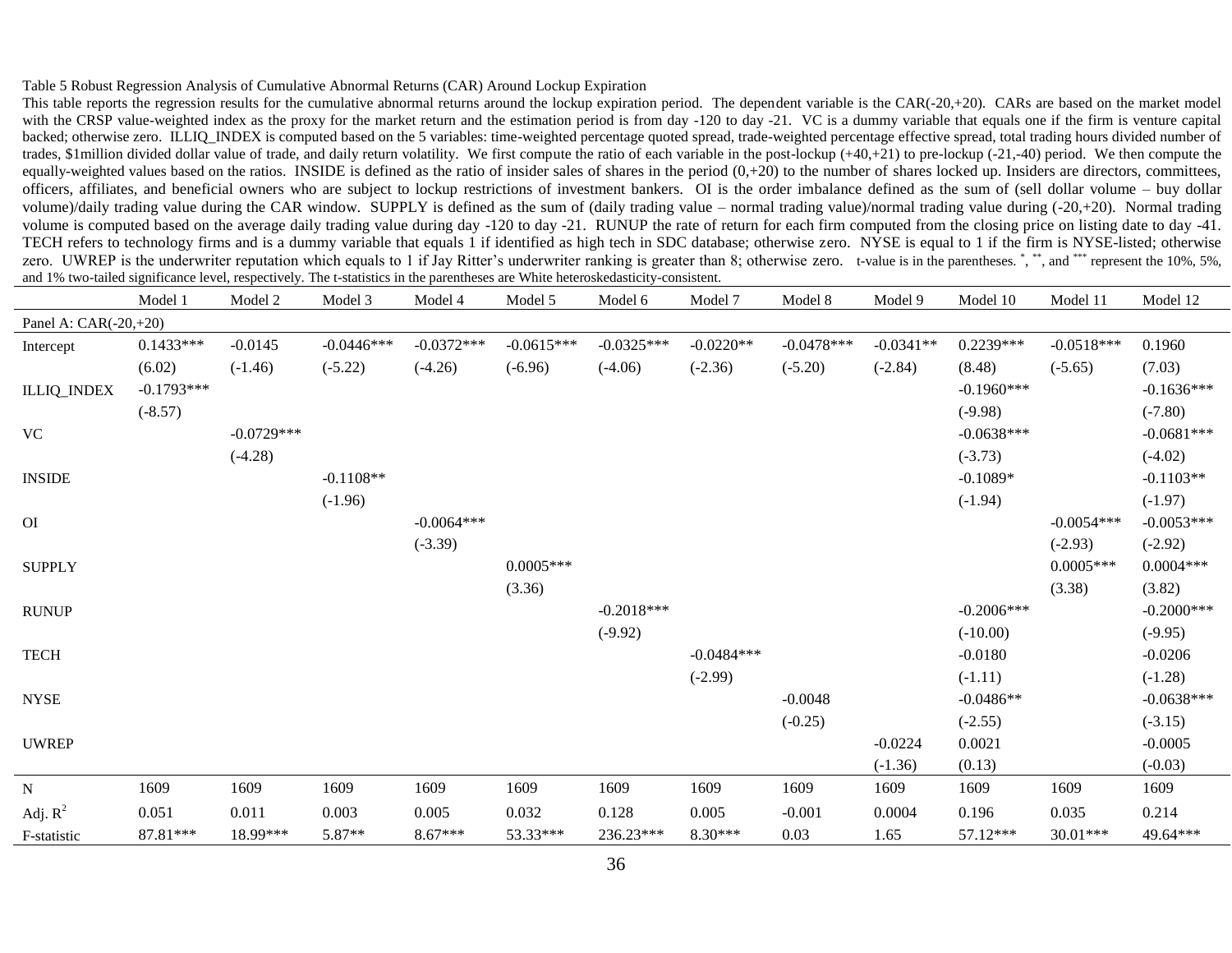Table 5 Robust Regression Analysis of Cumulative Abnormal Returns (CAR) Around Lockup Expiration

This table reports the regression results for the cumulative abnormal returns around the lockup expiration period. The dependent variable is the CAR(-20,+20). CARs are based on the market model with the CRSP value-weighted index as the proxy for the market return and the estimation period is from day -120 to day -21. VC is a dummy variable that equals one if the firm is venture capital backed; otherwise zero. ILLIQ_INDEX is computed based on the 5 variables: time-weighted percentage quoted spread, trade-weighted percentage effective spread, total trading hours divided number of trades, $1million divided dollar value of trade, and daily return volatility. We first compute the ratio of each variable in the post-lockup (+40,+21) to pre-lockup (-21,-40) period. We then compute the equally-weighted values based on the ratios. INSIDE is defined as the ratio of insider sales of shares in the period (0,+20) to the number of shares locked up. Insiders are directors, committees, officers, affiliates, and beneficial owners who are subject to lockup restrictions of investment bankers. OI is the order imbalance defined as the sum of (sell dollar volume – buy dollar volume)/daily trading value during the CAR window. SUPPLY is defined as the sum of (daily trading value – normal trading value)/normal trading value during (-20,+20). Normal trading volume is computed based on the average daily trading value during day -120 to day -21. RUNUP the rate of return for each firm computed from the closing price on listing date to day -41. TECH refers to technology firms and is a dummy variable that equals 1 if identified as high tech in SDC database; otherwise zero. NYSE is equal to 1 if the firm is NYSE-listed; otherwise zero. UWREP is the underwriter reputation which equals to 1 if Jay Ritter's underwriter ranking is greater than 8; otherwise zero. t-value is in the parentheses. *, **, and *** represent the 10%, 5%, and 1% two-tailed significance level, respectively. The t-statistics in the parentheses are White heteroskedasticity-consistent.

| | Model 1 | Model 2 | Model 3 | Model 4 | Model 5 | Model 6 | Model 7 | Model 8 | Model 9 | Model 10 | Model 11 | Model 12 |
|---|---|---|---|---|---|---|---|---|---|---|---|---|
| Panel A: CAR(-20,+20) | | | | | | | | | | | | |
| Intercept | 0.1433*** | -0.0145 | -0.0446*** | -0.0372*** | -0.0615*** | -0.0325*** | -0.0220** | -0.0478*** | -0.0341** | 0.2239*** | -0.0518*** | 0.1960 |
| | (6.02) | (-1.46) | (-5.22) | (-4.26) | (-6.96) | (-4.06) | (-2.36) | (-5.20) | (-2.84) | (8.48) | (-5.65) | (7.03) |
| ILLIQ_INDEX | -0.1793*** | | | | | | | | | -0.1960*** | | -0.1636*** |
| | (-8.57) | | | | | | | | | (-9.98) | | (-7.80) |
| VC | | -0.0729*** | | | | | | | | -0.0638*** | | -0.0681*** |
| | | (-4.28) | | | | | | | | (-3.73) | | (-4.02) |
| INSIDE | | | -0.1108** | | | | | | | -0.1089* | | -0.1103** |
| | | | (-1.96) | | | | | | | (-1.94) | | (-1.97) |
| OI | | | | -0.0064*** | | | | | | | -0.0054*** | -0.0053*** |
| | | | | (-3.39) | | | | | | | (-2.93) | (-2.92) |
| SUPPLY | | | | | 0.0005*** | | | | | | 0.0005*** | 0.0004*** |
| | | | | | (3.36) | | | | | | (3.38) | (3.82) |
| RUNUP | | | | | | -0.2018*** | | | | -0.2006*** | | -0.2000*** |
| | | | | | | (-9.92) | | | | (-10.00) | | (-9.95) |
| TECH | | | | | | | -0.0484*** | | | -0.0180 | | -0.0206 |
| | | | | | | | (-2.99) | | | (-1.11) | | (-1.28) |
| NYSE | | | | | | | | -0.0048 | | -0.0486** | | -0.0638*** |
| | | | | | | | | (-0.25) | | (-2.55) | | (-3.15) |
| UWREP | | | | | | | | | -0.0224 | 0.0021 | | -0.0005 |
| | | | | | | | | | (-1.36) | (0.13) | | (-0.03) |
| N | 1609 | 1609 | 1609 | 1609 | 1609 | 1609 | 1609 | 1609 | 1609 | 1609 | 1609 | 1609 |
| Adj. $R^2$ | 0.051 | 0.011 | 0.003 | 0.005 | 0.032 | 0.128 | 0.005 | -0.001 | 0.0004 | 0.196 | 0.035 | 0.214 |
| F-statistic | 87.81*** | 18.99*** | 5.87** | 8.67*** | 53.33*** | 236.23*** | 8.30*** | 0.03 | 1.65 | 57.12*** | 30.01*** | 49.64*** |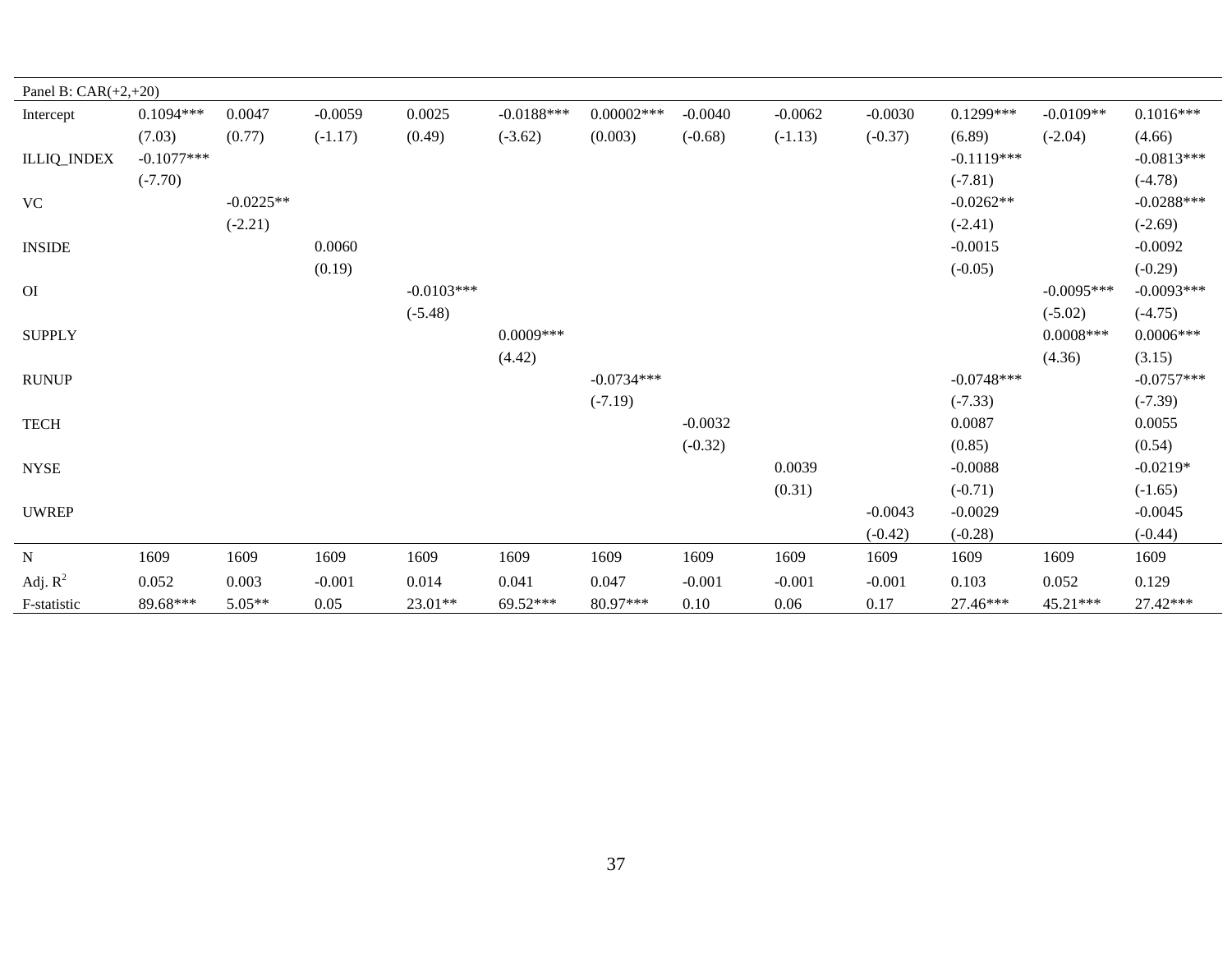| Panel B: CAR(+2,+20) | | | | | | | | | | | | |
|---|---|---|---|---|---|---|---|---|---|---|---|---|
| Intercept | 0.1094*** | 0.0047 | -0.0059 | 0.0025 | -0.0188*** | 0.00002*** | -0.0040 | -0.0062 | -0.0030 | 0.1299*** | -0.0109** | 0.1016*** |
| | (7.03) | (0.77) | (-1.17) | (0.49) | (-3.62) | (0.003) | (-0.68) | (-1.13) | (-0.37) | (6.89) | (-2.04) | (4.66) |
| ILLIQ_INDEX | -0.1077*** | | | | | | | | | -0.1119*** | | -0.0813*** |
| | (-7.70) | | | | | | | | | (-7.81) | | (-4.78) |
| VC | | -0.0225** | | | | | | | | -0.0262** | | -0.0288*** |
| | | (-2.21) | | | | | | | | (-2.41) | | (-2.69) |
| INSIDE | | | 0.0060 | | | | | | | -0.0015 | | -0.0092 |
| | | | (0.19) | | | | | | | (-0.05) | | (-0.29) |
| OI | | | | -0.0103*** | | | | | | | -0.0095*** | -0.0093*** |
| | | | | (-5.48) | | | | | | | (-5.02) | (-4.75) |
| SUPPLY | | | | | 0.0009*** | | | | | | 0.0008*** | 0.0006*** |
| | | | | | (4.42) | | | | | | (4.36) | (3.15) |
| RUNUP | | | | | | -0.0734*** | | | | -0.0748*** | | -0.0757*** |
| | | | | | | (-7.19) | | | | (-7.33) | | (-7.39) |
| TECH | | | | | | | -0.0032 | | | 0.0087 | | 0.0055 |
| | | | | | | | (-0.32) | | | (0.85) | | (0.54) |
| NYSE | | | | | | | | 0.0039 | | -0.0088 | | -0.0219* |
| | | | | | | | | (0.31) | | (-0.71) | | (-1.65) |
| UWREP | | | | | | | | | -0.0043 | -0.0029 | | -0.0045 |
| | | | | | | | | | (-0.42) | (-0.28) | | (-0.44) |
| N | 1609 | 1609 | 1609 | 1609 | 1609 | 1609 | 1609 | 1609 | 1609 | 1609 | 1609 | 1609 |
| Adj. $R^2$ | 0.052 | 0.003 | -0.001 | 0.014 | 0.041 | 0.047 | -0.001 | -0.001 | -0.001 | 0.103 | 0.052 | 0.129 |
| F-statistic | 89.68*** | 5.05** | 0.05 | 23.01** | 69.52*** | 80.97*** | 0.10 | 0.06 | 0.17 | 27.46*** | 45.21*** | 27.42*** |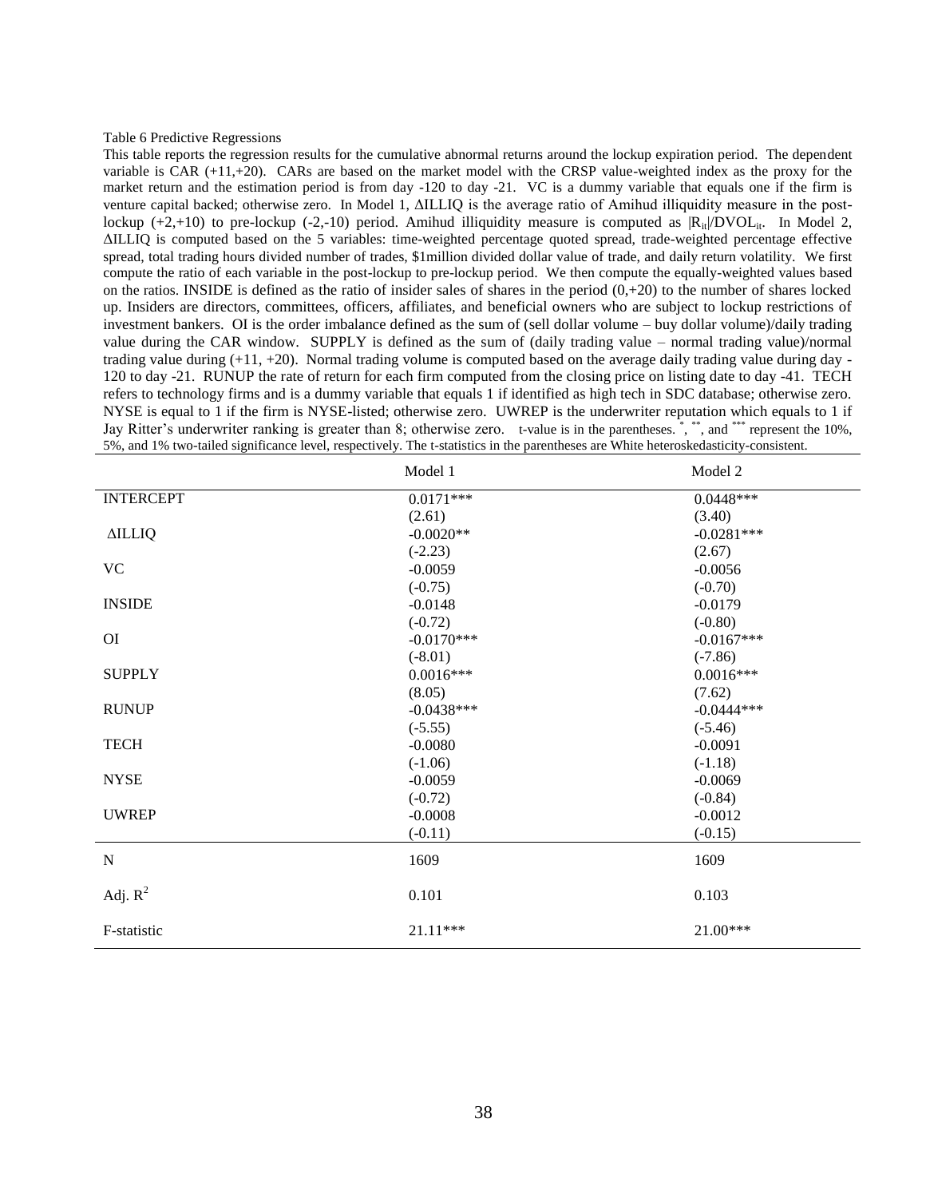Table 6 Predictive Regressions

This table reports the regression results for the cumulative abnormal returns around the lockup expiration period. The dependent variable is CAR (+11,+20). CARs are based on the market model with the CRSP value-weighted index as the proxy for the market return and the estimation period is from day -120 to day -21. VC is a dummy variable that equals one if the firm is venture capital backed; otherwise zero. In Model 1, ΔILLIQ is the average ratio of Amihud illiquidity measure in the post-lockup (+2,+10) to pre-lockup (-2,-10) period. Amihud illiquidity measure is computed as $|R_{it}|/DVOL_{it}$. In Model 2, ΔILLIQ is computed based on the 5 variables: time-weighted percentage quoted spread, trade-weighted percentage effective spread, total trading hours divided number of trades, \$1million divided dollar value of trade, and daily return volatility. We first compute the ratio of each variable in the post-lockup to pre-lockup period. We then compute the equally-weighted values based on the ratios. INSIDE is defined as the ratio of insider sales of shares in the period (0,+20) to the number of shares locked up. Insiders are directors, committees, officers, affiliates, and beneficial owners who are subject to lockup restrictions of investment bankers. OI is the order imbalance defined as the sum of (sell dollar volume – buy dollar volume)/daily trading value during the CAR window. SUPPLY is defined as the sum of (daily trading value – normal trading value)/normal trading value during (+11, +20). Normal trading volume is computed based on the average daily trading value during day -120 to day -21. RUNUP the rate of return for each firm computed from the closing price on listing date to day -41. TECH refers to technology firms and is a dummy variable that equals 1 if identified as high tech in SDC database; otherwise zero. NYSE is equal to 1 if the firm is NYSE-listed; otherwise zero. UWREP is the underwriter reputation which equals to 1 if Jay Ritter's underwriter ranking is greater than 8; otherwise zero. t-value is in the parentheses. *, **, and *** represent the 10%, 5%, and 1% two-tailed significance level, respectively. The t-statistics in the parentheses are White heteroskedasticity-consistent.

| | Model 1 | Model 2 |
|---|---|---|
| INTERCEPT | 0.0171*** | 0.0448*** |
| | (2.61) | (3.40) |
| ΔILLIQ | -0.0020** | -0.0281*** |
| | (-2.23) | (2.67) |
| VC | -0.0059 | -0.0056 |
| | (-0.75) | (-0.70) |
| INSIDE | -0.0148 | -0.0179 |
| | (-0.72) | (-0.80) |
| OI | -0.0170*** | -0.0167*** |
| | (-8.01) | (-7.86) |
| SUPPLY | 0.0016*** | 0.0016*** |
| | (8.05) | (7.62) |
| RUNUP | -0.0438*** | -0.0444*** |
| | (-5.55) | (-5.46) |
| TECH | -0.0080 | -0.0091 |
| | (-1.06) | (-1.18) |
| NYSE | -0.0059 | -0.0069 |
| | (-0.72) | (-0.84) |
| UWREP | -0.0008 | -0.0012 |
| | (-0.11) | (-0.15) |
| N | 1609 | 1609 |
| Adj. $R^2$ | 0.101 | 0.103 |
| F-statistic | 21.11*** | 21.00*** |